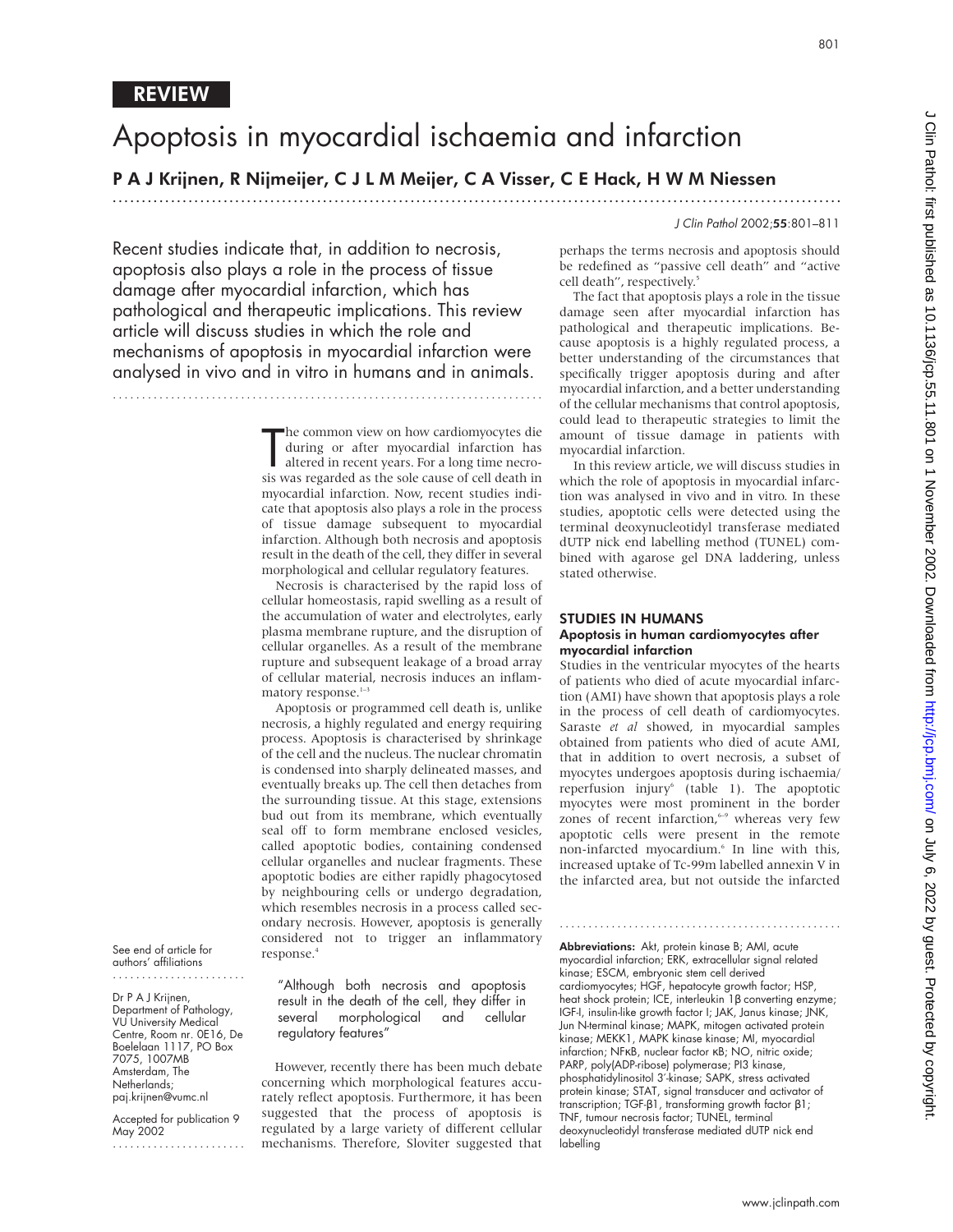REVIEW

# Apoptosis in myocardial ischaemia and infarction

**P A J Krijnen, R Nijmeijer, C J L M Meijer, C A Visser, C E Hack, H W M Niessen**

Recent studies indicate that, in addition to necrosis, apoptosis also plays a role in the process of tissue damage after myocardial infarction, which has pathological and therapeutic implications. This review article will discuss studies in which the role and mechanisms of apoptosis in myocardial infarction were analysed in vivo and in vitro in humans and in animals.

The common view on how cardiomyocytes die during or after myocardial infarction has altered in recent years. For a long time necrosis was regarded as the sole cause of cell death in myocardial infarction. Now, recent studies indicate that apoptosis also plays a role in the process of tissue damage subsequent to myocardial infarction. Although both necrosis and apoptosis result in the death of the cell, they differ in several morphological and cellular regulatory features.

Necrosis is characterised by the rapid loss of cellular homeostasis, rapid swelling as a result of the accumulation of water and electrolytes, early plasma membrane rupture, and the disruption of cellular organelles. As a result of the membrane rupture and subsequent leakage of a broad array of cellular material, necrosis induces an inflammatory response.[1–3]

Apoptosis or programmed cell death is, unlike necrosis, a highly regulated and energy requiring process. Apoptosis is characterised by shrinkage of the cell and the nucleus. The nuclear chromatin is condensed into sharply delineated masses, and eventually breaks up. The cell then detaches from the surrounding tissue. At this stage, extensions bud out from its membrane, which eventually seal off to form membrane enclosed vesicles, called apoptotic bodies, containing condensed cellular organelles and nuclear fragments. These apoptotic bodies are either rapidly phagocytosed by neighbouring cells or undergo degradation, which resembles necrosis in a process called secondary necrosis. However, apoptosis is generally considered not to trigger an inflammatory response.[4]

> "Although both necrosis and apoptosis result in the death of the cell, they differ in several morphological and cellular regulatory features"

However, recently there has been much debate concerning which morphological features accurately reflect apoptosis. Furthermore, it has been suggested that the process of apoptosis is regulated by a large variety of different cellular mechanisms. Therefore, Sloviter suggested that perhaps the terms necrosis and apoptosis should be redefined as "passive cell death" and "active cell death", respectively.[5]

The fact that apoptosis plays a role in the tissue damage seen after myocardial infarction has pathological and therapeutic implications. Because apoptosis is a highly regulated process, a better understanding of the circumstances that specifically trigger apoptosis during and after myocardial infarction, and a better understanding of the cellular mechanisms that control apoptosis, could lead to therapeutic strategies to limit the amount of tissue damage in patients with myocardial infarction.

In this review article, we will discuss studies in which the role of apoptosis in myocardial infarction was analysed in vivo and in vitro. In these studies, apoptotic cells were detected using the terminal deoxynucleotidyl transferase mediated dUTP nick end labelling method (TUNEL) combined with agarose gel DNA laddering, unless stated otherwise.

## STUDIES IN HUMANS

### Apoptosis in human cardiomyocytes after myocardial infarction

Studies in the ventricular myocytes of the hearts of patients who died of acute myocardial infarction (AMI) have shown that apoptosis plays a role in the process of cell death of cardiomyocytes. Saraste *et al* showed, in myocardial samples obtained from patients who died of acute AMI, that in addition to overt necrosis, a subset of myocytes undergoes apoptosis during ischaemia/reperfusion injury[6] (table 1). The apoptotic myocytes were most prominent in the border zones of recent infarction,[6–9] whereas very few apoptotic cells were present in the remote non-infarcted myocardium.[6] In line with this, increased uptake of Tc-99m labelled annexin V in the infarcted area, but not outside the infarcted

See end of article for authors' affiliations

Dr P A J Krijnen, Department of Pathology, VU University Medical Centre, Room nr. 0E16, De Boelelaan 1117, PO Box 7075, 1007MB Amsterdam, The Netherlands; paj.krijnen@vumc.nl

Accepted for publication 9 May 2002

**Abbreviations:** Akt, protein kinase B; AMI, acute myocardial infarction; ERK, extracellular signal related kinase; ESCM, embryonic stem cell derived cardiomyocytes; HGF, hepatocyte growth factor; HSP, heat shock protein; ICE, interleukin 1β converting enzyme; IGF-I, insulin-like growth factor I; JAK, Janus kinase; JNK, Jun N-terminal kinase; MAPK, mitogen activated protein kinase; MEKK1, MAPK kinase kinase; MI, myocardial infarction; NFκB, nuclear factor κB; NO, nitric oxide; PARP, poly(ADP-ribose) polymerase; PI3 kinase, phosphatidylinositol 3′-kinase; SAPK, stress activated protein kinase; STAT, signal transducer and activator of transcription; TGF-β1, transforming growth factor β1; TNF, tumour necrosis factor; TUNEL, terminal deoxynucleotidyl transferase mediated dUTP nick end labelling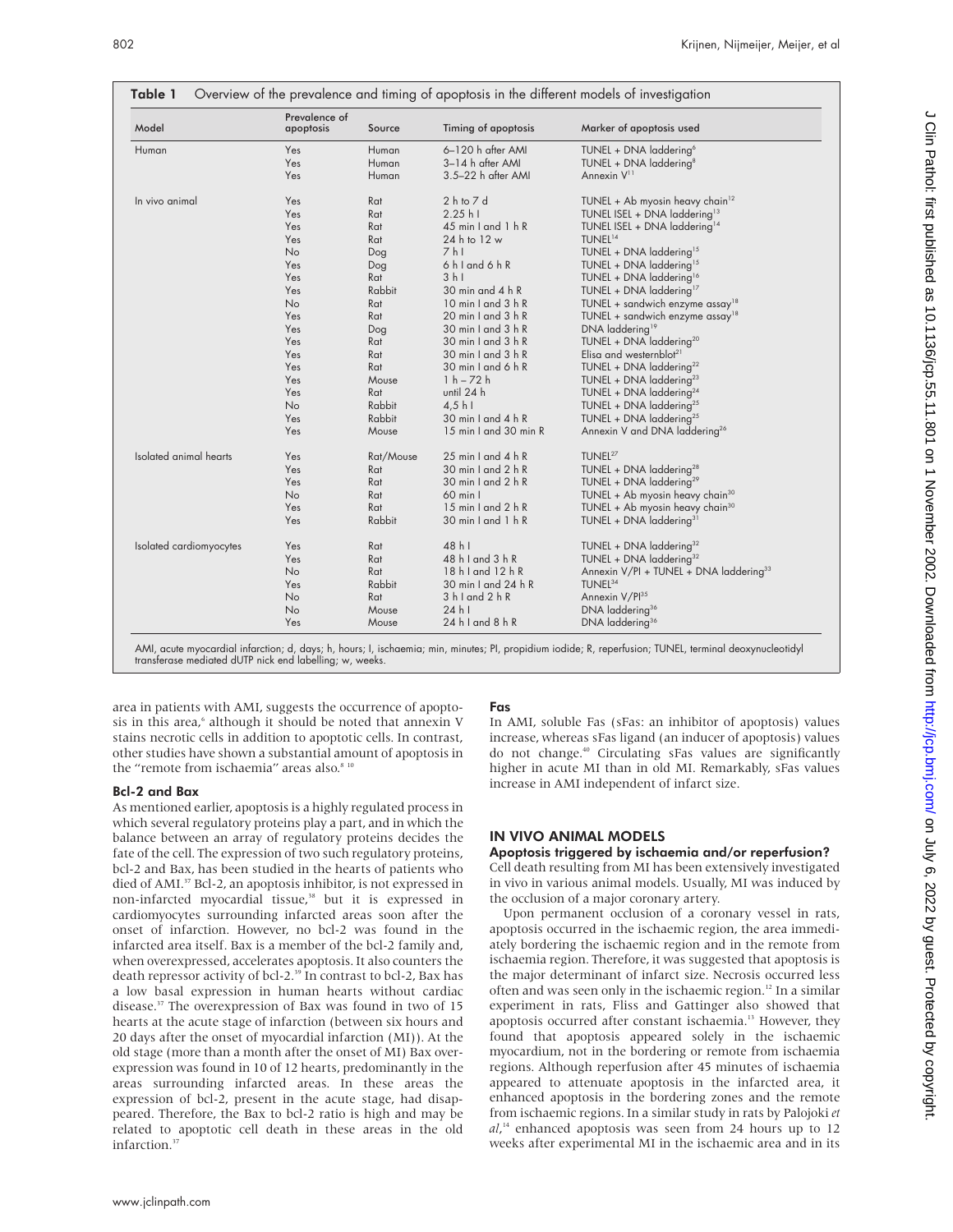**Table 1** Overview of the prevalence and timing of apoptosis in the different models of investigation

| Model | Prevalence of apoptosis | Source | Timing of apoptosis | Marker of apoptosis used |
|---|---|---|---|---|
| Human | Yes | Human | 6–120 h after AMI | TUNEL + DNA laddering[6] |
| | Yes | Human | 3–14 h after AMI | TUNEL + DNA laddering[8] |
| | Yes | Human | 3.5–22 h after AMI | Annexin V[11] |
| In vivo animal | Yes | Rat | 2 h to 7 d | TUNEL + Ab myosin heavy chain[12] |
| | Yes | Rat | 2.25 h I | TUNEL ISEL + DNA laddering[13] |
| | Yes | Rat | 45 min I and 1 h R | TUNEL ISEL + DNA laddering[14] |
| | Yes | Rat | 24 h to 12 w | TUNEL[14] |
| | No | Dog | 7 h I | TUNEL + DNA laddering[15] |
| | Yes | Dog | 6 h I and 6 h R | TUNEL + DNA laddering[15] |
| | Yes | Rat | 3 h I | TUNEL + DNA laddering[16] |
| | Yes | Rabbit | 30 min and 4 h R | TUNEL + DNA laddering[17] |
| | No | Rat | 10 min I and 3 h R | TUNEL + sandwich enzyme assay[18] |
| | Yes | Rat | 20 min I and 3 h R | TUNEL + sandwich enzyme assay[18] |
| | Yes | Dog | 30 min I and 3 h R | DNA laddering[19] |
| | Yes | Rat | 30 min I and 3 h R | TUNEL + DNA laddering[20] |
| | Yes | Rat | 30 min I and 3 h R | Elisa and westernblot[21] |
| | Yes | Rat | 30 min I and 6 h R | TUNEL + DNA laddering[22] |
| | Yes | Mouse | 1 h – 72 h | TUNEL + DNA laddering[23] |
| | Yes | Rat | until 24 h | TUNEL + DNA laddering[24] |
| | No | Rabbit | 4,5 h I | TUNEL + DNA laddering[25] |
| | Yes | Rabbit | 30 min I and 4 h R | TUNEL + DNA laddering[25] |
| | Yes | Mouse | 15 min I and 30 min R | Annexin V and DNA laddering[26] |
| Isolated animal hearts | Yes | Rat/Mouse | 25 min I and 4 h R | TUNEL[27] |
| | Yes | Rat | 30 min I and 2 h R | TUNEL + DNA laddering[28] |
| | Yes | Rat | 30 min I and 2 h R | TUNEL + DNA laddering[29] |
| | No | Rat | 60 min I | TUNEL + Ab myosin heavy chain[30] |
| | Yes | Rat | 15 min I and 2 h R | TUNEL + Ab myosin heavy chain[30] |
| | Yes | Rabbit | 30 min I and 1 h R | TUNEL + DNA laddering[31] |
| Isolated cardiomyocytes | Yes | Rat | 48 h I | TUNEL + DNA laddering[32] |
| | Yes | Rat | 48 h I and 3 h R | TUNEL + DNA laddering[32] |
| | No | Rat | 18 h I and 12 h R | Annexin V/PI + TUNEL + DNA laddering[33] |
| | Yes | Rabbit | 30 min I and 24 h R | TUNEL[34] |
| | No | Rat | 3 h I and 2 h R | Annexin V/PI[35] |
| | No | Mouse | 24 h I | DNA laddering[36] |
| | Yes | Mouse | 24 h I and 8 h R | DNA laddering[36] |

AMI, acute myocardial infarction; d, days; h, hours; I, ischaemia; min, minutes; PI, propidium iodide; R, reperfusion; TUNEL, terminal deoxynucleotidyl transferase mediated dUTP nick end labelling; w, weeks.

area in patients with AMI, suggests the occurrence of apoptosis in this area,[6] although it should be noted that annexin V stains necrotic cells in addition to apoptotic cells. In contrast, other studies have shown a substantial amount of apoptosis in the "remote from ischaemia" areas also.[8 10]

### Bcl-2 and Bax

As mentioned earlier, apoptosis is a highly regulated process in which several regulatory proteins play a part, and in which the balance between an array of regulatory proteins decides the fate of the cell. The expression of two such regulatory proteins, bcl-2 and Bax, has been studied in the hearts of patients who died of AMI.[37] Bcl-2, an apoptosis inhibitor, is not expressed in non-infarcted myocardial tissue,[38] but it is expressed in cardiomyocytes surrounding infarcted areas soon after the onset of infarction. However, no bcl-2 was found in the infarcted area itself. Bax is a member of the bcl-2 family and, when overexpressed, accelerates apoptosis. It also counters the death repressor activity of bcl-2.[39] In contrast to bcl-2, Bax has a low basal expression in human hearts without cardiac disease.[37] The overexpression of Bax was found in two of 15 hearts at the acute stage of infarction (between six hours and 20 days after the onset of myocardial infarction (MI)). At the old stage (more than a month after the onset of MI) Bax overexpression was found in 10 of 12 hearts, predominantly in the areas surrounding infarcted areas. In these areas the expression of bcl-2, present in the acute stage, had disappeared. Therefore, the Bax to bcl-2 ratio is high and may be related to apoptotic cell death in these areas in the old infarction.[37]

### Fas

In AMI, soluble Fas (sFas: an inhibitor of apoptosis) values increase, whereas sFas ligand (an inducer of apoptosis) values do not change.[40] Circulating sFas values are significantly higher in acute MI than in old MI. Remarkably, sFas values increase in AMI independent of infarct size.

## IN VIVO ANIMAL MODELS

### Apoptosis triggered by ischaemia and/or reperfusion?

Cell death resulting from MI has been extensively investigated in vivo in various animal models. Usually, MI was induced by the occlusion of a major coronary artery.

Upon permanent occlusion of a coronary vessel in rats, apoptosis occurred in the ischaemic region, the area immediately bordering the ischaemic region and in the remote from ischaemia region. Therefore, it was suggested that apoptosis is the major determinant of infarct size. Necrosis occurred less often and was seen only in the ischaemic region.[12] In a similar experiment in rats, Fliss and Gattinger also showed that apoptosis occurred after constant ischaemia.[13] However, they found that apoptosis appeared solely in the ischaemic myocardium, not in the bordering or remote from ischaemia regions. Although reperfusion after 45 minutes of ischaemia appeared to attenuate apoptosis in the infarcted area, it enhanced apoptosis in the bordering zones and the remote from ischaemic regions. In a similar study in rats by Palojoki *et al*,[14] enhanced apoptosis was seen from 24 hours up to 12 weeks after experimental MI in the ischaemic area and in its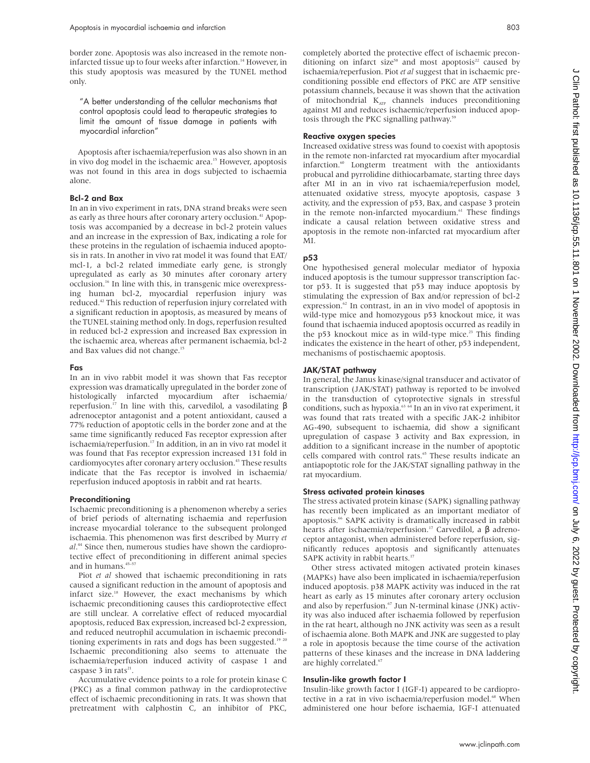border zone. Apoptosis was also increased in the remote non-infarcted tissue up to four weeks after infarction.[14] However, in this study apoptosis was measured by the TUNEL method only.

> "A better understanding of the cellular mechanisms that control apoptosis could lead to therapeutic strategies to limit the amount of tissue damage in patients with myocardial infarction"

Apoptosis after ischaemia/reperfusion was also shown in an in vivo dog model in the ischaemic area.[15] However, apoptosis was not found in this area in dogs subjected to ischaemia alone.

### Bcl-2 and Bax

In an in vivo experiment in rats, DNA strand breaks were seen as early as three hours after coronary artery occlusion.[41] Apoptosis was accompanied by a decrease in bcl-2 protein values and an increase in the expression of Bax, indicating a role for these proteins in the regulation of ischaemia induced apoptosis in rats. In another in vivo rat model it was found that EAT/mcl-1, a bcl-2 related immediate early gene, is strongly upregulated as early as 30 minutes after coronary artery occlusion.[16] In line with this, in transgenic mice overexpressing human bcl-2, myocardial reperfusion injury was reduced.[42] This reduction of reperfusion injury correlated with a significant reduction in apoptosis, as measured by means of the TUNEL staining method only. In dogs, reperfusion resulted in reduced bcl-2 expression and increased Bax expression in the ischaemic area, whereas after permanent ischaemia, bcl-2 and Bax values did not change.[15]

### Fas

In an in vivo rabbit model it was shown that Fas receptor expression was dramatically upregulated in the border zone of histologically infarcted myocardium after ischaemia/reperfusion.[17] In line with this, carvedilol, a vasodilating β adrenoceptor antagonist and a potent antioxidant, caused a 77% reduction of apoptotic cells in the border zone and at the same time significantly reduced Fas receptor expression after ischaemia/reperfusion.[17] In addition, in an in vivo rat model it was found that Fas receptor expression increased 131 fold in cardiomyocytes after coronary artery occlusion.[43] These results indicate that the Fas receptor is involved in ischaemia/reperfusion induced apoptosis in rabbit and rat hearts.

### Preconditioning

Ischaemic preconditioning is a phenomenon whereby a series of brief periods of alternating ischaemia and reperfusion increase myocardial tolerance to the subsequent prolonged ischaemia. This phenomenon was first described by Murry *et al*.[44] Since then, numerous studies have shown the cardioprotective effect of preconditioning in different animal species and in humans.[45–57]

Piot *et al* showed that ischaemic preconditioning in rats caused a significant reduction in the amount of apoptosis and infarct size.[18] However, the exact mechanisms by which ischaemic preconditioning causes this cardioprotective effect are still unclear. A correlative effect of reduced myocardial apoptosis, reduced Bax expression, increased bcl-2 expression, and reduced neutrophil accumulation in ischaemic preconditioning experiments in rats and dogs has been suggested.[19,20] Ischaemic preconditioning also seems to attenuate the ischaemia/reperfusion induced activity of caspase 1 and caspase 3 in rats[21].

Accumulative evidence points to a role for protein kinase C (PKC) as a final common pathway in the cardioprotective effect of ischaemic preconditioning in rats. It was shown that pretreatment with calphostin C, an inhibitor of PKC, completely aborted the protective effect of ischaemic preconditioning on infarct size[58] and most apoptosis[22] caused by ischaemia/reperfusion. Piot *et al* suggest that in ischaemic preconditioning possible end effectors of PKC are ATP sensitive potassium channels, because it was shown that the activation of mitochondrial $K_{ATP}$ channels induces preconditioning against MI and reduces ischaemic/reperfusion induced apoptosis through the PKC signalling pathway.[59]

### Reactive oxygen species

Increased oxidative stress was found to coexist with apoptosis in the remote non-infarcted rat myocardium after myocardial infarction.[60] Longterm treatment with the antioxidants probucal and pyrrolidine dithiocarbamate, starting three days after MI in an in vivo rat ischaemia/reperfusion model, attenuated oxidative stress, myocyte apoptosis, caspase 3 activity, and the expression of p53, Bax, and caspase 3 protein in the remote non-infarcted myocardium.[61] These findings indicate a causal relation between oxidative stress and apoptosis in the remote non-infarcted rat myocardium after MI.

### p53

One hypothesised general molecular mediator of hypoxia induced apoptosis is the tumour suppressor transcription factor p53. It is suggested that p53 may induce apoptosis by stimulating the expression of Bax and/or repression of bcl-2 expression.[62] In contrast, in an in vivo model of apoptosis in wild-type mice and homozygous p53 knockout mice, it was found that ischaemia induced apoptosis occurred as readily in the p53 knockout mice as in wild-type mice.[23] This finding indicates the existence in the heart of other, p53 independent, mechanisms of postischaemic apoptosis.

### JAK/STAT pathway

In general, the Janus kinase/signal transducer and activator of transcription (JAK/STAT) pathway is reported to be involved in the transduction of cytoprotective signals in stressful conditions, such as hypoxia.[63,64] In an in vivo rat experiment, it was found that rats treated with a specific JAK-2 inhibitor AG-490, subsequent to ischaemia, did show a significant upregulation of caspase 3 activity and Bax expression, in addition to a significant increase in the number of apoptotic cells compared with control rats.[65] These results indicate an antiapoptotic role for the JAK/STAT signalling pathway in the rat myocardium.

### Stress activated protein kinases

The stress activated protein kinase (SAPK) signalling pathway has recently been implicated as an important mediator of apoptosis.[66] SAPK activity is dramatically increased in rabbit hearts after ischaemia/reperfusion.[17] Carvedilol, a β adrenoceptor antagonist, when administered before reperfusion, significantly reduces apoptosis and significantly attenuates SAPK activity in rabbit hearts.[17]

Other stress activated mitogen activated protein kinases (MAPKs) have also been implicated in ischaemia/reperfusion induced apoptosis. p38 MAPK activity was induced in the rat heart as early as 15 minutes after coronary artery occlusion and also by reperfusion.[67] Jun N-terminal kinase (JNK) activity was also induced after ischaemia followed by reperfusion in the rat heart, although no JNK activity was seen as a result of ischaemia alone. Both MAPK and JNK are suggested to play a role in apoptosis because the time course of the activation patterns of these kinases and the increase in DNA laddering are highly correlated.[67]

### Insulin-like growth factor I

Insulin-like growth factor I (IGF-I) appeared to be cardioprotective in a rat in vivo ischaemia/reperfusion model.[68] When administered one hour before ischaemia, IGF-I attenuated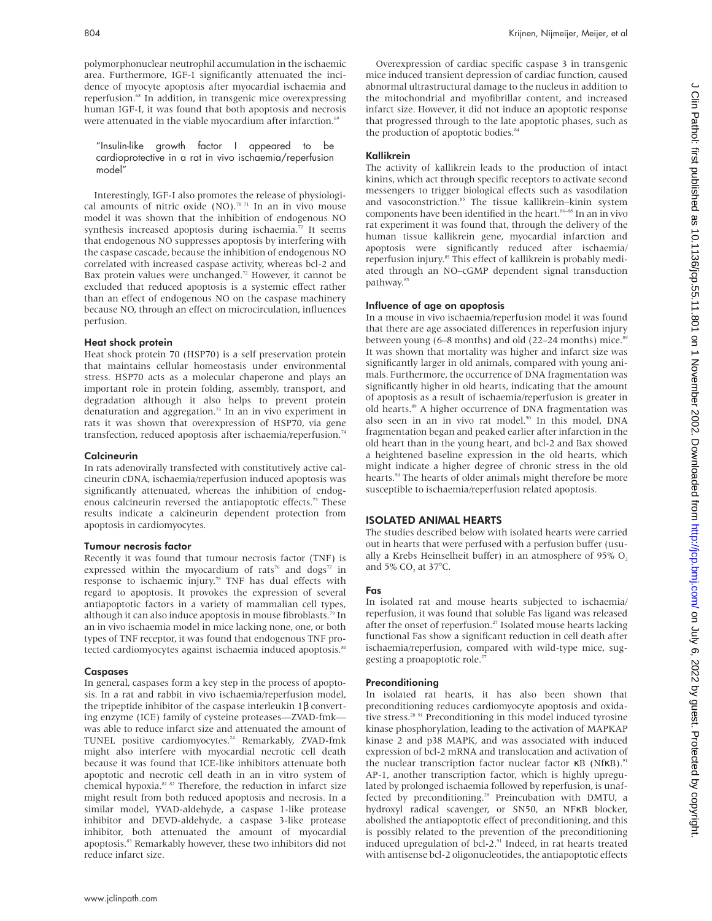polymorphonuclear neutrophil accumulation in the ischaemic area. Furthermore, IGF-I significantly attenuated the incidence of myocyte apoptosis after myocardial ischaemia and reperfusion.[68] In addition, in transgenic mice overexpressing human IGF-I, it was found that both apoptosis and necrosis were attenuated in the viable myocardium after infarction.[69]

> "Insulin-like growth factor I appeared to be cardioprotective in a rat in vivo ischaemia/reperfusion model"

Interestingly, IGF-I also promotes the release of physiological amounts of nitric oxide (NO).[70 71] In an in vivo mouse model it was shown that the inhibition of endogenous NO synthesis increased apoptosis during ischaemia.[72] It seems that endogenous NO suppresses apoptosis by interfering with the caspase cascade, because the inhibition of endogenous NO correlated with increased caspase activity, whereas bcl-2 and Bax protein values were unchanged.[72] However, it cannot be excluded that reduced apoptosis is a systemic effect rather than an effect of endogenous NO on the caspase machinery because NO, through an effect on microcirculation, influences perfusion.

#### Heat shock protein

Heat shock protein 70 (HSP70) is a self preservation protein that maintains cellular homeostasis under environmental stress. HSP70 acts as a molecular chaperone and plays an important role in protein folding, assembly, transport, and degradation although it also helps to prevent protein denaturation and aggregation.[73] In an in vivo experiment in rats it was shown that overexpression of HSP70, via gene transfection, reduced apoptosis after ischaemia/reperfusion.[74]

#### Calcineurin

In rats adenovirally transfected with constitutively active calcineurin cDNA, ischaemia/reperfusion induced apoptosis was significantly attenuated, whereas the inhibition of endogenous calcineurin reversed the antiapoptotic effects.[75] These results indicate a calcineurin dependent protection from apoptosis in cardiomyocytes.

#### Tumour necrosis factor

Recently it was found that tumour necrosis factor (TNF) is expressed within the myocardium of rats[76] and dogs[77] in response to ischaemic injury.[78] TNF has dual effects with regard to apoptosis. It provokes the expression of several antiapoptotic factors in a variety of mammalian cell types, although it can also induce apoptosis in mouse fibroblasts.[79] In an in vivo ischaemia model in mice lacking none, one, or both types of TNF receptor, it was found that endogenous TNF protected cardiomyocytes against ischaemia induced apoptosis.[80]

#### Caspases

In general, caspases form a key step in the process of apoptosis. In a rat and rabbit in vivo ischaemia/reperfusion model, the tripeptide inhibitor of the caspase interleukin 1β converting enzyme (ICE) family of cysteine proteases—ZVAD-fmk—was able to reduce infarct size and attenuated the amount of TUNEL positive cardiomyocytes.[24] Remarkably, ZVAD-fmk might also interfere with myocardial necrotic cell death because it was found that ICE-like inhibitors attenuate both apoptotic and necrotic cell death in an in vitro system of chemical hypoxia.[81 82] Therefore, the reduction in infarct size might result from both reduced apoptosis and necrosis. In a similar model, YVAD-aldehyde, a caspase 1-like protease inhibitor and DEVD-aldehyde, a caspase 3-like protease inhibitor, both attenuated the amount of myocardial apoptosis.[83] Remarkably however, these two inhibitors did not reduce infarct size.

Overexpression of cardiac specific caspase 3 in transgenic mice induced transient depression of cardiac function, caused abnormal ultrastructural damage to the nucleus in addition to the mitochondrial and myofibrillar content, and increased infarct size. However, it did not induce an apoptotic response that progressed through to the late apoptotic phases, such as the production of apoptotic bodies.[84]

#### Kallikrein

The activity of kallikrein leads to the production of intact kinins, which act through specific receptors to activate second messengers to trigger biological effects such as vasodilation and vasoconstriction.[85] The tissue kallikrein–kinin system components have been identified in the heart.[86–88] In an in vivo rat experiment it was found that, through the delivery of the human tissue kallikrein gene, myocardial infarction and apoptosis were significantly reduced after ischaemia/reperfusion injury.[85] This effect of kallikrein is probably mediated through an NO–cGMP dependent signal transduction pathway.[85]

#### Influence of age on apoptosis

In a mouse in vivo ischaemia/reperfusion model it was found that there are age associated differences in reperfusion injury between young (6–8 months) and old (22–24 months) mice.[89] It was shown that mortality was higher and infarct size was significantly larger in old animals, compared with young animals. Furthermore, the occurrence of DNA fragmentation was significantly higher in old hearts, indicating that the amount of apoptosis as a result of ischaemia/reperfusion is greater in old hearts.[89] A higher occurrence of DNA fragmentation was also seen in an in vivo rat model.[90] In this model, DNA fragmentation began and peaked earlier after infarction in the old heart than in the young heart, and bcl-2 and Bax showed a heightened baseline expression in the old hearts, which might indicate a higher degree of chronic stress in the old hearts.[90] The hearts of older animals might therefore be more susceptible to ischaemia/reperfusion related apoptosis.

## ISOLATED ANIMAL HEARTS

The studies described below with isolated hearts were carried out in hearts that were perfused with a perfusion buffer (usually a Krebs Heinselheit buffer) in an atmosphere of 95% $O_2$ and 5% $CO_2$ at 37°C.

#### Fas

In isolated rat and mouse hearts subjected to ischaemia/reperfusion, it was found that soluble Fas ligand was released after the onset of reperfusion.[27] Isolated mouse hearts lacking functional Fas show a significant reduction in cell death after ischaemia/reperfusion, compared with wild-type mice, suggesting a proapoptotic role.[27]

#### Preconditioning

In isolated rat hearts, it has also been shown that preconditioning reduces cardiomyocyte apoptosis and oxidative stress.[28 91] Preconditioning in this model induced tyrosine kinase phosphorylation, leading to the activation of MAPKAP kinase 2 and p38 MAPK, and was associated with induced expression of bcl-2 mRNA and translocation and activation of the nuclear transcription factor nuclear factor κB (NfκB).[91] AP-1, another transcription factor, which is highly upregulated by prolonged ischaemia followed by reperfusion, is unaffected by preconditioning.[28] Preincubation with DMTU, a hydroxyl radical scavenger, or SN50, an NFκB blocker, abolished the antiapoptotic effect of preconditioning, and this is possibly related to the prevention of the preconditioning induced upregulation of bcl-2.[91] Indeed, in rat hearts treated with antisense bcl-2 oligonucleotides, the antiapoptotic effects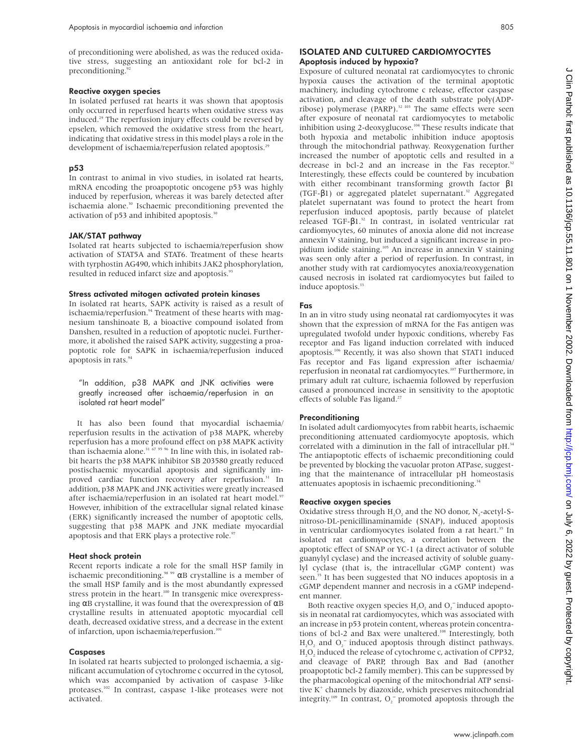of preconditioning were abolished, as was the reduced oxidative stress, suggesting an antioxidant role for bcl-2 in preconditioning.[92]

#### Reactive oxygen species

In isolated perfused rat hearts it was shown that apoptosis only occurred in reperfused hearts when oxidative stress was induced.[29] The reperfusion injury effects could be reversed by epselen, which removed the oxidative stress from the heart, indicating that oxidative stress in this model plays a role in the development of ischaemia/reperfusion related apoptosis.[29]

#### p53

In contrast to animal in vivo studies, in isolated rat hearts, mRNA encoding the proapoptotic oncogene p53 was highly induced by reperfusion, whereas it was barely detected after ischaemia alone.[30] Ischaemic preconditioning prevented the activation of p53 and inhibited apoptosis.[30]

#### JAK/STAT pathway

Isolated rat hearts subjected to ischaemia/reperfusion show activation of STAT5A and STAT6. Treatment of these hearts with tyrphostin AG490, which inhibits JAK2 phosphorylation, resulted in reduced infarct size and apoptosis.[93]

#### Stress activated mitogen activated protein kinases

In isolated rat hearts, SAPK activity is raised as a result of ischaemia/reperfusion.[94] Treatment of these hearts with magnesium tanshinoate B, a bioactive compound isolated from Danshen, resulted in a reduction of apoptotic nuclei. Furthermore, it abolished the raised SAPK activity, suggesting a proapoptotic role for SAPK in ischaemia/reperfusion induced apoptosis in rats.[94]

> "In addition, p38 MAPK and JNK activities were greatly increased after ischaemia/reperfusion in an isolated rat heart model"

It has also been found that myocardial ischaemia/reperfusion results in the activation of p38 MAPK, whereby reperfusion has a more profound effect on p38 MAPK activity than ischaemia alone.[31 67 95 96] In line with this, in isolated rabbit hearts the p38 MAPK inhibitor SB 203580 greatly reduced postischaemic myocardial apoptosis and significantly improved cardiac function recovery after reperfusion.[31] In addition, p38 MAPK and JNK activities were greatly increased after ischaemia/reperfusion in an isolated rat heart model.[97] However, inhibition of the extracellular signal related kinase (ERK) significantly increased the number of apoptotic cells, suggesting that p38 MAPK and JNK mediate myocardial apoptosis and that ERK plays a protective role.[97]

#### Heat shock protein

Recent reports indicate a role for the small HSP family in ischaemic preconditioning.[98 99] αB crystalline is a member of the small HSP family and is the most abundantly expressed stress protein in the heart.[100] In transgenic mice overexpressing αB crystalline, it was found that the overexpression of αB crystalline results in attenuated apoptotic myocardial cell death, decreased oxidative stress, and a decrease in the extent of infarction, upon ischaemia/reperfusion.[101]

#### Caspases

In isolated rat hearts subjected to prolonged ischaemia, a significant accumulation of cytochrome c occurred in the cytosol, which was accompanied by activation of caspase 3-like proteases.[102] In contrast, caspase 1-like proteases were not activated.

## ISOLATED AND CULTURED CARDIOMYOCYTES

#### Apoptosis induced by hypoxia?

Exposure of cultured neonatal rat cardiomyocytes to chronic hypoxia causes the activation of the terminal apoptotic machinery, including cytochrome c release, effector caspase activation, and cleavage of the death substrate poly(ADP-ribose) polymerase (PARP).[32 103] The same effects were seen after exposure of neonatal rat cardiomyocytes to metabolic inhibition using 2-deoxyglucose.[104] These results indicate that both hypoxia and metabolic inhibition induce apoptosis through the mitochondrial pathway. Reoxygenation further increased the number of apoptotic cells and resulted in a decrease in bcl-2 and an increase in the Fas receptor.[32] Interestingly, these effects could be countered by incubation with either recombinant transforming growth factor β1 (TGF-β1) or aggregated platelet supernatant.[32] Aggregated platelet supernatant was found to protect the heart from reperfusion induced apoptosis, partly because of platelet released TGF-β1.[32] In contrast, in isolated ventricular rat cardiomyocytes, 60 minutes of anoxia alone did not increase annexin V staining, but induced a significant increase in propidium iodide staining.[105] An increase in annexin V staining was seen only after a period of reperfusion. In contrast, in another study with rat cardiomyocytes anoxia/reoxygenation caused necrosis in isolated rat cardiomyocytes but failed to induce apoptosis.[33]

#### Fas

In an in vitro study using neonatal rat cardiomyocytes it was shown that the expression of mRNA for the Fas antigen was upregulated twofold under hypoxic conditions, whereby Fas receptor and Fas ligand induction correlated with induced apoptosis.[106] Recently, it was also shown that STAT1 induced Fas receptor and Fas ligand expression after ischaemia/reperfusion in neonatal rat cardiomyocytes.[107] Furthermore, in primary adult rat culture, ischaemia followed by reperfusion caused a pronounced increase in sensitivity to the apoptotic effects of soluble Fas ligand.[27]

#### Preconditioning

In isolated adult cardiomyocytes from rabbit hearts, ischaemic preconditioning attenuated cardiomyocyte apoptosis, which correlated with a diminution in the fall of intracellular pH.[34] The antiapoptotic effects of ischaemic preconditioning could be prevented by blocking the vacuolar proton ATPase, suggesting that the maintenance of intracellular pH homeostasis attenuates apoptosis in ischaemic preconditioning.[34]

#### Reactive oxygen species

Oxidative stress through $H_2O_2$ and the NO donor, $N_2$-acetyl-S-nitroso-DL-penicillinaminamide (SNAP), induced apoptosis in ventricular cardiomyocytes isolated from a rat heart.[35] In isolated rat cardiomyocytes, a correlation between the apoptotic effect of SNAP or YC-1 (a direct activator of soluble guanylyl cyclase) and the increased activity of soluble guanylyl cyclase (that is, the intracellular cGMP content) was seen.[35] It has been suggested that NO induces apoptosis in a cGMP dependent manner and necrosis in a cGMP independent manner.

Both reactive oxygen species $H_2O_2$ and $O_2^-$ induced apoptosis in neonatal rat cardiomyocytes, which was associated with an increase in p53 protein content, whereas protein concentrations of bcl-2 and Bax were unaltered.[108] Interestingly, both $H_2O_2$ and $O_2^-$ induced apoptosis through distinct pathways. $H_2O_2$ induced the release of cytochrome c, activation of CPP32, and cleavage of PARP, through Bax and Bad (another proapoptotic bcl-2 family member). This can be suppressed by the pharmacological opening of the mitochondrial ATP sensitive $K^+$ channels by diazoxide, which preserves mitochondrial integrity.[109] In contrast, $O_2^-$ promoted apoptosis through the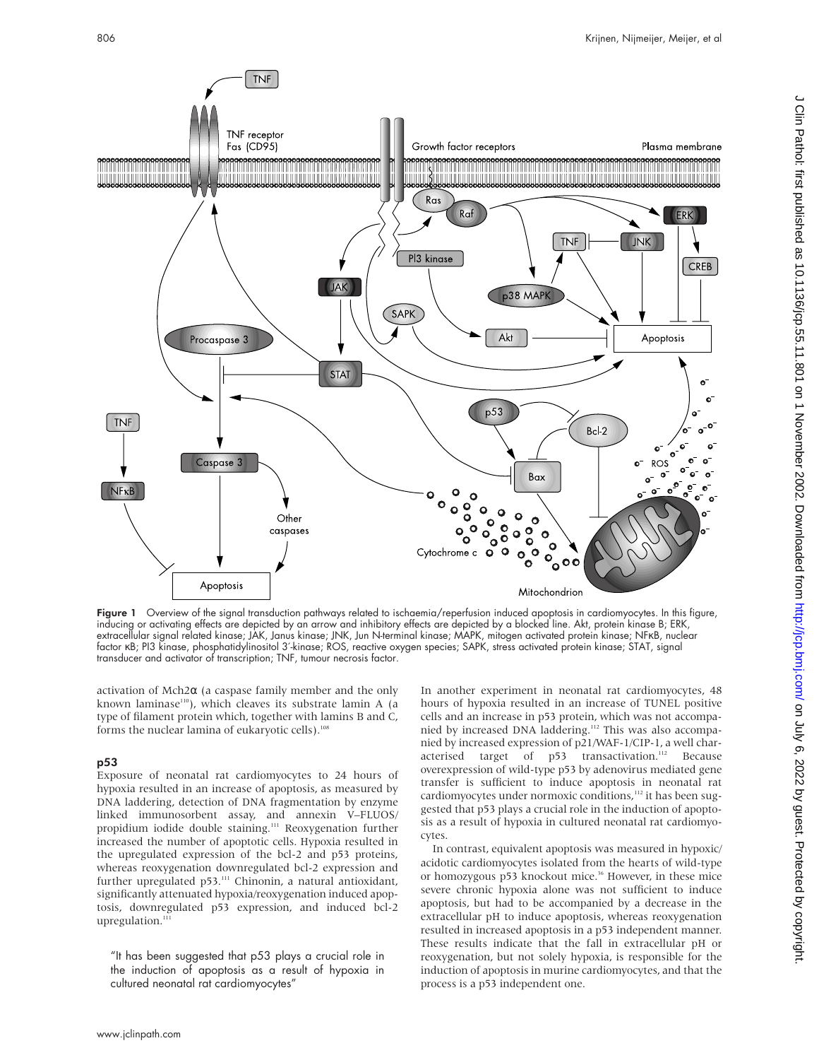**Figure 1** Overview of the signal transduction pathways related to ischaemia/reperfusion induced apoptosis in cardiomyocytes. In this figure, inducing or activating effects are depicted by an arrow and inhibitory effects are depicted by a blocked line. Akt, protein kinase B; ERK, extracellular signal related kinase; JAK, Janus kinase; JNK, Jun N-terminal kinase; MAPK, mitogen activated protein kinase; NFκB, nuclear factor κB; PI3 kinase, phosphatidylinositol 3′-kinase; ROS, reactive oxygen species; SAPK, stress activated protein kinase; STAT, signal transducer and activator of transcription; TNF, tumour necrosis factor.

activation of Mch2α (a caspase family member and the only known laminase[110]), which cleaves its substrate lamin A (a type of filament protein which, together with lamins B and C, forms the nuclear lamina of eukaryotic cells).[108]

### p53

Exposure of neonatal rat cardiomyocytes to 24 hours of hypoxia resulted in an increase of apoptosis, as measured by DNA laddering, detection of DNA fragmentation by enzyme linked immunosorbent assay, and annexin V–FLUOS/propidium iodide double staining.[111] Reoxygenation further increased the number of apoptotic cells. Hypoxia resulted in the upregulated expression of the bcl-2 and p53 proteins, whereas reoxygenation downregulated bcl-2 expression and further upregulated p53.[111] Chinonin, a natural antioxidant, significantly attenuated hypoxia/reoxygenation induced apoptosis, downregulated p53 expression, and induced bcl-2 upregulation.[111]

> "It has been suggested that p53 plays a crucial role in the induction of apoptosis as a result of hypoxia in cultured neonatal rat cardiomyocytes"

In another experiment in neonatal rat cardiomyocytes, 48 hours of hypoxia resulted in an increase of TUNEL positive cells and an increase in p53 protein, which was not accompanied by increased DNA laddering.[112] This was also accompanied by increased expression of p21/WAF-1/CIP-1, a well characterised target of p53 transactivation.[112] Because overexpression of wild-type p53 by adenovirus mediated gene transfer is sufficient to induce apoptosis in neonatal rat cardiomyocytes under normoxic conditions,[112] it has been suggested that p53 plays a crucial role in the induction of apoptosis as a result of hypoxia in cultured neonatal rat cardiomyocytes.

In contrast, equivalent apoptosis was measured in hypoxic/acidotic cardiomyocytes isolated from the hearts of wild-type or homozygous p53 knockout mice.[36] However, in these mice severe chronic hypoxia alone was not sufficient to induce apoptosis, but had to be accompanied by a decrease in the extracellular pH to induce apoptosis, whereas reoxygenation resulted in increased apoptosis in a p53 independent manner. These results indicate that the fall in extracellular pH or reoxygenation, but not solely hypoxia, is responsible for the induction of apoptosis in murine cardiomyocytes, and that the process is a p53 independent one.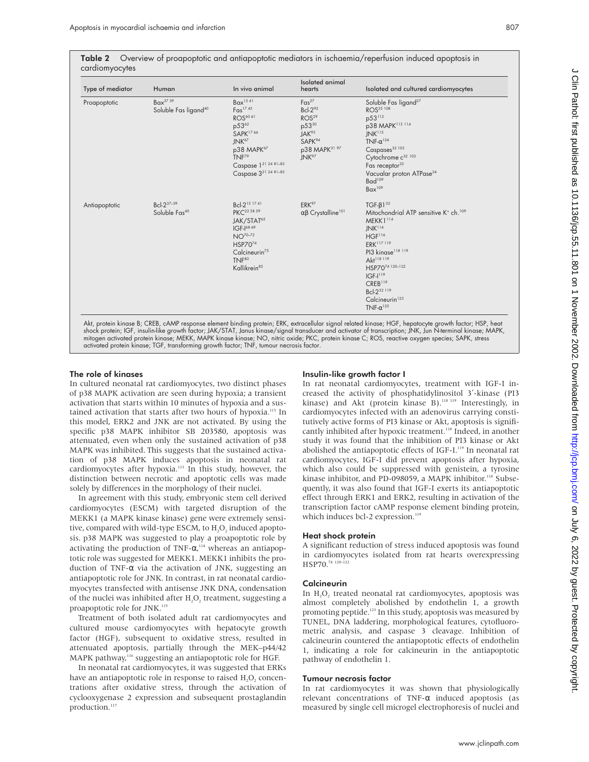**Table 2** Overview of proapoptotic and antiapoptotic mediators in ischaemia/reperfusion induced apoptosis in cardiomyocytes

| Type of mediator | Human | In vivo animal | Isolated animal hearts | Isolated and cultured cardiomyocytes |
|---|---|---|---|---|
| Proapoptotic | Bax[37 39]<br>Soluble Fas ligand[40] | Bax[15 41]<br>Fas[17 43]<br>ROS[60 61]<br>p53[62]<br>SAPK[17 66]<br>JNK[67]<br>p38 MAPK[67]<br>TNF[79]<br>Caspase 1[21 24 81–83]<br>Caspase 3[21 24 81–83] | Fas[27]<br>Bcl-2[92]<br>ROS[29]<br>p53[30]<br>JAK[93]<br>SAPK[94]<br>p38 MAPK[31 97]<br>JNK[97] | Soluble Fas ligand[27]<br>ROS[35 108]<br>p53[112]<br>p38 MAPK[113 114]<br>JNK[115]<br>TNF-α[124]<br>Caspases[32 103]<br>Cytochrome c[32 103]<br>Fas receptor[32]<br>Vacuolar proton ATPase[34]<br>Bad[109]<br>Bax[109] |
| Antiapoptotic | Bcl-2[37–39]<br>Soluble Fas[40] | Bcl-2[15 17 41]<br>PKC[22 58 59]<br>JAK/STAT[65]<br>IGF-I[68 69]<br>NO[70–72]<br>HSP70[74]<br>Calcineurin[75]<br>TNF[80]<br>Kallikrein[85] | ERK[97]<br>αβ Crystalline[101] | TGF-β1[32]<br>Mitochondrial ATP sensitive $K^+$ ch.[109]<br>MEKK1[114]<br>JNK[114]<br>HGF[116]<br>ERK[117 119]<br>PI3 kinase[118 119]<br>Akt[118 119]<br>HSP70[74 120–122]<br>IGF-I[119]<br>CREB[119]<br>Bcl-2[32 119]<br>Calcineurin[123]<br>TNF-α[125] |

Akt, protein kinase B; CREB, cAMP response element binding protein; ERK, extracellular signal related kinase; HGF, hepatocyte growth factor; HSP, heat shock protein; IGF, insulin-like growth factor; JAK/STAT, Janus kinase/signal transducer and activator of transcription; JNK, Jun N-terminal kinase; MAPK, mitogen activated protein kinase; MEKK, MAPK kinase kinase; NO, nitric oxide; PKC, protein kinase C; ROS, reactive oxygen species; SAPK, stress activated protein kinase; TGF, transforming growth factor; TNF, tumour necrosis factor.

### The role of kinases

In cultured neonatal rat cardiomyocytes, two distinct phases of p38 MAPK activation are seen during hypoxia; a transient activation that starts within 10 minutes of hypoxia and a sustained activation that starts after two hours of hypoxia.[113] In this model, ERK2 and JNK are not activated. By using the specific p38 MAPK inhibitor SB 203580, apoptosis was attenuated, even when only the sustained activation of p38 MAPK was inhibited. This suggests that the sustained activation of p38 MAPK induces apoptosis in neonatal rat cardiomyocytes after hypoxia.[113] In this study, however, the distinction between necrotic and apoptotic cells was made solely by differences in the morphology of their nuclei.

In agreement with this study, embryonic stem cell derived cardiomyocytes (ESCM) with targeted disruption of the MEKK1 (a MAPK kinase kinase) gene were extremely sensitive, compared with wild-type ESCM, to $H_2O_2$ induced apoptosis. p38 MAPK was suggested to play a proapoptotic role by activating the production of TNF-α,[114] whereas an antiapoptotic role was suggested for MEKK1. MEKK1 inhibits the production of TNF-α via the activation of JNK, suggesting an antiapoptotic role for JNK. In contrast, in rat neonatal cardiomyocytes transfected with antisense JNK DNA, condensation of the nuclei was inhibited after $H_2O_2$ treatment, suggesting a proapoptotic role for JNK.[115]

Treatment of both isolated adult rat cardiomyocytes and cultured mouse cardiomyocytes with hepatocyte growth factor (HGF), subsequent to oxidative stress, resulted in attenuated apoptosis, partially through the MEK–p44/42 MAPK pathway,[116] suggesting an antiapoptotic role for HGF.

In neonatal rat cardiomyocytes, it was suggested that ERKs have an antiapoptotic role in response to raised $H_2O_2$ concentrations after oxidative stress, through the activation of cyclooxygenase 2 expression and subsequent prostaglandin production.[117]

### Insulin-like growth factor I

In rat neonatal cardiomyocytes, treatment with IGF-I increased the activity of phosphatidylinositol 3′-kinase (PI3 kinase) and Akt (protein kinase B).[118 119] Interestingly, in cardiomyocytes infected with an adenovirus carrying constitutively active forms of PI3 kinase or Akt, apoptosis is significantly inhibited after hypoxic treatment.[118] Indeed, in another study it was found that the inhibition of PI3 kinase or Akt abolished the antiapoptotic effects of IGF-I.[119] In neonatal rat cardiomyocytes, IGF-I did prevent apoptosis after hypoxia, which also could be suppressed with genistein, a tyrosine kinase inhibitor, and PD-098059, a MAPK inhibitor.[118] Subsequently, it was also found that IGF-I exerts its antiapoptotic effect through ERK1 and ERK2, resulting in activation of the transcription factor cAMP response element binding protein, which induces bcl-2 expression.[119]

### Heat shock protein

A significant reduction of stress induced apoptosis was found in cardiomyocytes isolated from rat hearts overexpressing HSP70.[74 120–122]

### Calcineurin

In $H_2O_2$ treated neonatal rat cardiomyocytes, apoptosis was almost completely abolished by endothelin 1, a growth promoting peptide.[123] In this study, apoptosis was measured by TUNEL, DNA laddering, morphological features, cytofluorometric analysis, and caspase 3 cleavage. Inhibition of calcineurin countered the antiapoptotic effects of endothelin 1, indicating a role for calcineurin in the antiapoptotic pathway of endothelin 1.

### Tumour necrosis factor

In rat cardiomyocytes it was shown that physiologically relevant concentrations of TNF-α induced apoptosis (as measured by single cell microgel electrophoresis of nuclei and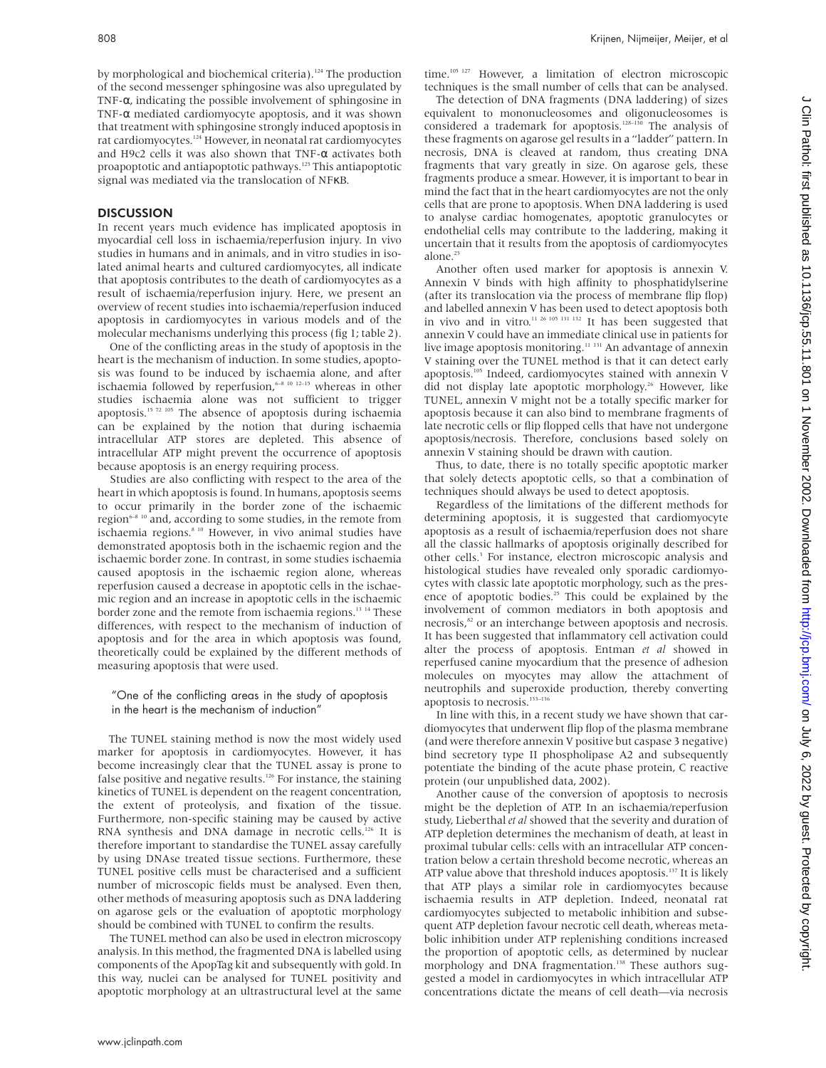by morphological and biochemical criteria).[124] The production of the second messenger sphingosine was also upregulated by TNF-α, indicating the possible involvement of sphingosine in TNF-α mediated cardiomyocyte apoptosis, and it was shown that treatment with sphingosine strongly induced apoptosis in rat cardiomyocytes.[124] However, in neonatal rat cardiomyocytes and H9c2 cells it was also shown that TNF-α activates both proapoptotic and antiapoptotic pathways.[125] This antiapoptotic signal was mediated via the translocation of NFκB.

## DISCUSSION

In recent years much evidence has implicated apoptosis in myocardial cell loss in ischaemia/reperfusion injury. In vivo studies in humans and in animals, and in vitro studies in isolated animal hearts and cultured cardiomyocytes, all indicate that apoptosis contributes to the death of cardiomyocytes as a result of ischaemia/reperfusion injury. Here, we present an overview of recent studies into ischaemia/reperfusion induced apoptosis in cardiomyocytes in various models and of the molecular mechanisms underlying this process (fig 1; table 2).

One of the conflicting areas in the study of apoptosis in the heart is the mechanism of induction. In some studies, apoptosis was found to be induced by ischaemia alone, and after ischaemia followed by reperfusion,[6–8 10 12–15] whereas in other studies ischaemia alone was not sufficient to trigger apoptosis.[15 72 105] The absence of apoptosis during ischaemia can be explained by the notion that during ischaemia intracellular ATP stores are depleted. This absence of intracellular ATP might prevent the occurrence of apoptosis because apoptosis is an energy requiring process.

Studies are also conflicting with respect to the area of the heart in which apoptosis is found. In humans, apoptosis seems to occur primarily in the border zone of the ischaemic region[6–8 10] and, according to some studies, in the remote from ischaemia regions.[8 10] However, in vivo animal studies have demonstrated apoptosis both in the ischaemic region and the ischaemic border zone. In contrast, in some studies ischaemia caused apoptosis in the ischaemic region alone, whereas reperfusion caused a decrease in apoptotic cells in the ischaemic region and an increase in apoptotic cells in the ischaemic border zone and the remote from ischaemia regions.[13 14] These differences, with respect to the mechanism of induction of apoptosis and for the area in which apoptosis was found, theoretically could be explained by the different methods of measuring apoptosis that were used.

> "One of the conflicting areas in the study of apoptosis in the heart is the mechanism of induction"

The TUNEL staining method is now the most widely used marker for apoptosis in cardiomyocytes. However, it has become increasingly clear that the TUNEL assay is prone to false positive and negative results.[126] For instance, the staining kinetics of TUNEL is dependent on the reagent concentration, the extent of proteolysis, and fixation of the tissue. Furthermore, non-specific staining may be caused by active RNA synthesis and DNA damage in necrotic cells.[126] It is therefore important to standardise the TUNEL assay carefully by using DNAse treated tissue sections. Furthermore, these TUNEL positive cells must be characterised and a sufficient number of microscopic fields must be analysed. Even then, other methods of measuring apoptosis such as DNA laddering on agarose gels or the evaluation of apoptotic morphology should be combined with TUNEL to confirm the results.

The TUNEL method can also be used in electron microscopy analysis. In this method, the fragmented DNA is labelled using components of the ApopTag kit and subsequently with gold. In this way, nuclei can be analysed for TUNEL positivity and apoptotic morphology at an ultrastructural level at the same time.[105 127] However, a limitation of electron microscopic techniques is the small number of cells that can be analysed.

The detection of DNA fragments (DNA laddering) of sizes equivalent to mononucleosomes and oligonucleosomes is considered a trademark for apoptosis.[128–130] The analysis of these fragments on agarose gel results in a "ladder" pattern. In necrosis, DNA is cleaved at random, thus creating DNA fragments that vary greatly in size. On agarose gels, these fragments produce a smear. However, it is important to bear in mind the fact that in the heart cardiomyocytes are not the only cells that are prone to apoptosis. When DNA laddering is used to analyse cardiac homogenates, apoptotic granulocytes or endothelial cells may contribute to the laddering, making it uncertain that it results from the apoptosis of cardiomyocytes alone.[25]

Another often used marker for apoptosis is annexin V. Annexin V binds with high affinity to phosphatidylserine (after its translocation via the process of membrane flip flop) and labelled annexin V has been used to detect apoptosis both in vivo and in vitro.[11 26 105 131 132] It has been suggested that annexin V could have an immediate clinical use in patients for live image apoptosis monitoring.[11 131] An advantage of annexin V staining over the TUNEL method is that it can detect early apoptosis.[105] Indeed, cardiomyocytes stained with annexin V did not display late apoptotic morphology.[26] However, like TUNEL, annexin V might not be a totally specific marker for apoptosis because it can also bind to membrane fragments of late necrotic cells or flip flopped cells that have not undergone apoptosis/necrosis. Therefore, conclusions based solely on annexin V staining should be drawn with caution.

Thus, to date, there is no totally specific apoptotic marker that solely detects apoptotic cells, so that a combination of techniques should always be used to detect apoptosis.

Regardless of the limitations of the different methods for determining apoptosis, it is suggested that cardiomyocyte apoptosis as a result of ischaemia/reperfusion does not share all the classic hallmarks of apoptosis originally described for other cells.[3] For instance, electron microscopic analysis and histological studies have revealed only sporadic cardiomyocytes with classic late apoptotic morphology, such as the presence of apoptotic bodies.[25] This could be explained by the involvement of common mediators in both apoptosis and necrosis,[82] or an interchange between apoptosis and necrosis. It has been suggested that inflammatory cell activation could alter the process of apoptosis. Entman *et al* showed in reperfused canine myocardium that the presence of adhesion molecules on myocytes may allow the attachment of neutrophils and superoxide production, thereby converting apoptosis to necrosis.[133–136]

In line with this, in a recent study we have shown that cardiomyocytes that underwent flip flop of the plasma membrane (and were therefore annexin V positive but caspase 3 negative) bind secretory type II phospholipase A2 and subsequently potentiate the binding of the acute phase protein, C reactive protein (our unpublished data, 2002).

Another cause of the conversion of apoptosis to necrosis might be the depletion of ATP. In an ischaemia/reperfusion study, Lieberthal *et al* showed that the severity and duration of ATP depletion determines the mechanism of death, at least in proximal tubular cells: cells with an intracellular ATP concentration below a certain threshold become necrotic, whereas an ATP value above that threshold induces apoptosis.[137] It is likely that ATP plays a similar role in cardiomyocytes because ischaemia results in ATP depletion. Indeed, neonatal rat cardiomyocytes subjected to metabolic inhibition and subsequent ATP depletion favour necrotic cell death, whereas metabolic inhibition under ATP replenishing conditions increased the proportion of apoptotic cells, as determined by nuclear morphology and DNA fragmentation.[138] These authors suggested a model in cardiomyocytes in which intracellular ATP concentrations dictate the means of cell death—via necrosis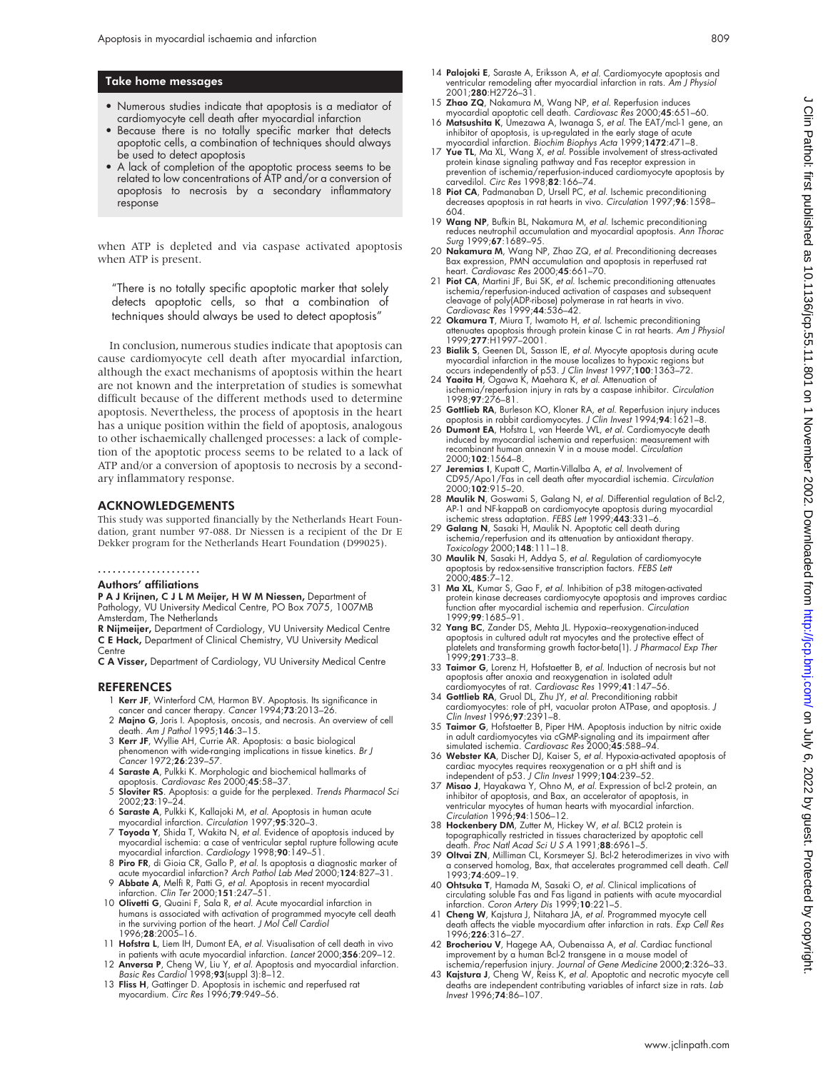## Take home messages

- Numerous studies indicate that apoptosis is a mediator of cardiomyocyte cell death after myocardial infarction
- Because there is no totally specific marker that detects apoptotic cells, a combination of techniques should always be used to detect apoptosis
- A lack of completion of the apoptotic process seems to be related to low concentrations of ATP and/or a conversion of apoptosis to necrosis by a secondary inflammatory response

when ATP is depleted and via caspase activated apoptosis when ATP is present.

> "There is no totally specific apoptotic marker that solely detects apoptotic cells, so that a combination of techniques should always be used to detect apoptosis"

In conclusion, numerous studies indicate that apoptosis can cause cardiomyocyte cell death after myocardial infarction, although the exact mechanisms of apoptosis within the heart are not known and the interpretation of studies is somewhat difficult because of the different methods used to determine apoptosis. Nevertheless, the process of apoptosis in the heart has a unique position within the field of apoptosis, analogous to other ischaemically challenged processes: a lack of completion of the apoptotic process seems to be related to a lack of ATP and/or a conversion of apoptosis to necrosis by a secondary inflammatory response.

## ACKNOWLEDGEMENTS

This study was supported financially by the Netherlands Heart Foundation, grant number 97-088. Dr Niessen is a recipient of the Dr E Dekker program for the Netherlands Heart Foundation (D99025).

### Authors' affiliations

**P A J Krijnen, C J L M Meijer, H W M Niessen,** Department of Pathology, VU University Medical Centre, PO Box 7075, 1007MB Amsterdam, The Netherlands
**R Nijmeijer,** Department of Cardiology, VU University Medical Centre
**C E Hack,** Department of Clinical Chemistry, VU University Medical Centre
**C A Visser,** Department of Cardiology, VU University Medical Centre

## REFERENCES

1. **Kerr JF**, Winterford CM, Harmon BV. Apoptosis. Its significance in cancer and cancer therapy. *Cancer* 1994;**73**:2013–26.
2. **Majno G**, Joris I. Apoptosis, oncosis, and necrosis. An overview of cell death. *Am J Pathol* 1995;**146**:3–15.
3. **Kerr JF**, Wyllie AH, Currie AR. Apoptosis: a basic biological phenomenon with wide-ranging implications in tissue kinetics. *Br J Cancer* 1972;**26**:239–57.
4. **Saraste A**, Pulkki K. Morphologic and biochemical hallmarks of apoptosis. *Cardiovasc Res* 2000;**45**:58–37.
5. **Sloviter RS**. Apoptosis: a guide for the perplexed. *Trends Pharmacol Sci* 2002;**23**:19–24.
6. **Saraste A**, Pulkki K, Kallajoki M, *et al*. Apoptosis in human acute myocardial infarction. *Circulation* 1997;**95**:320–3.
7. **Toyoda Y**, Shida T, Wakita N, *et al*. Evidence of apoptosis induced by myocardial ischemia: a case of ventricular septal rupture following acute myocardial infarction. *Cardiology* 1998;**90**:149–51.
8. **Piro FR**, di Gioia CR, Gallo P, *et al*. Is apoptosis a diagnostic marker of acute myocardial infarction? *Arch Pathol Lab Med* 2000;**124**:827–31.
9. **Abbate A**, Melfi R, Patti G, *et al*. Apoptosis in recent myocardial infarction. *Clin Ter* 2000;**151**:247–51.
10. **Olivetti G**, Quaini F, Sala R, *et al*. Acute myocardial infarction in humans is associated with activation of programmed myocyte cell death in the surviving portion of the heart. *J Mol Cell Cardiol* 1996;**28**:2005–16.
11. **Hofstra L**, Liem IH, Dumont EA, *et al*. Visualisation of cell death in vivo in patients with acute myocardial infarction. *Lancet* 2000;**356**:209–12.
12. **Anversa P**, Cheng W, Liu Y, *et al*. Apoptosis and myocardial infarction. *Basic Res Cardiol* 1998;**93**(suppl 3):8–12.
13. **Fliss H**, Gattinger D. Apoptosis in ischemic and reperfused rat myocardium. *Circ Res* 1996;**79**:949–56.
14. **Palojoki E**, Saraste A, Eriksson A, *et al*. Cardiomyocyte apoptosis and ventricular remodeling after myocardial infarction in rats. *Am J Physiol* 2001;**280**:H2726–31.
15. **Zhao ZQ**, Nakamura M, Wang NP, *et al*. Reperfusion induces myocardial apoptotic cell death. *Cardiovasc Res* 2000;**45**:651–60.
16. **Matsushita K**, Umezawa A, Iwanaga S, *et al*. The EAT/mcl-1 gene, an inhibitor of apoptosis, is up-regulated in the early stage of acute myocardial infarction. *Biochim Biophys Acta* 1999;**1472**:471–8.
17. **Yue TL**, Ma XL, Wang X, *et al*. Possible involvement of stress-activated protein kinase signaling pathway and Fas receptor expression in prevention of ischemia/reperfusion-induced cardiomyocyte apoptosis by carvedilol. *Circ Res* 1998;**82**:166–74.
18. **Piot CA**, Padmanaban D, Ursell PC, *et al*. Ischemic preconditioning decreases apoptosis in rat hearts in vivo. *Circulation* 1997;**96**:1598–604.
19. **Wang NP**, Bufkin BL, Nakamura M, *et al*. Ischemic preconditioning reduces neutrophil accumulation and myocardial apoptosis. *Ann Thorac Surg* 1999;**67**:1689–95.
20. **Nakamura M**, Wang NP, Zhao ZQ, *et al*. Preconditioning decreases Bax expression, PMN accumulation and apoptosis in reperfused rat heart. *Cardiovasc Res* 2000;**45**:661–70.
21. **Piot CA**, Martini JF, Bui SK, *et al*. Ischemic preconditioning attenuates ischemia/reperfusion-induced activation of caspases and subsequent cleavage of poly(ADP-ribose) polymerase in rat hearts in vivo. *Cardiovasc Res* 1999;**44**:536–42.
22. **Okamura T**, Miura T, Iwamoto H, *et al*. Ischemic preconditioning attenuates apoptosis through protein kinase C in rat hearts. *Am J Physiol* 1999;**277**:H1997–2001.
23. **Bialik S**, Geenen DL, Sasson IE, *et al*. Myocyte apoptosis during acute myocardial infarction in the mouse localizes to hypoxic regions but occurs independently of p53. *J Clin Invest* 1997;**100**:1363–72.
24. **Yaoita H**, Ogawa K, Maehara K, *et al*. Attenuation of ischemia/reperfusion injury in rats by a caspase inhibitor. *Circulation* 1998;**97**:276–81.
25. **Gottlieb RA**, Burleson KO, Kloner RA, *et al*. Reperfusion injury induces apoptosis in rabbit cardiomyocytes. *J Clin Invest* 1994;**94**:1621–8.
26. **Dumont EA**, Hofstra L, van Heerde WL, *et al*. Cardiomyocyte death induced by myocardial ischemia and reperfusion: measurement with recombinant human annexin V in a mouse model. *Circulation* 2000;**102**:1564–8.
27. **Jeremias I**, Kupatt C, Martin-Villalba A, *et al*. Involvement of CD95/Apo1/Fas in cell death after myocardial ischemia. *Circulation* 2000;**102**:915–20.
28. **Maulik N**, Goswami S, Galang N, *et al*. Differential regulation of Bcl-2, AP-1 and NF-kappaB on cardiomyocyte apoptosis during myocardial ischemic stress adaptation. *FEBS Lett* 1999;**443**:331–6.
29. **Galang N**, Sasaki H, Maulik N. Apoptotic cell death during ischemia/reperfusion and its attenuation by antioxidant therapy. *Toxicology* 2000;**148**:111–18.
30. **Maulik N**, Sasaki H, Addya S, *et al*. Regulation of cardiomyocyte apoptosis by redox-sensitive transcription factors. *FEBS Lett* 2000;**485**:7–12.
31. **Ma XL**, Kumar S, Gao F, *et al*. Inhibition of p38 mitogen-activated protein kinase decreases cardiomyocyte apoptosis and improves cardiac function after myocardial ischemia and reperfusion. *Circulation* 1999;**99**:1685–91.
32. **Yang BC**, Zander DS, Mehta JL. Hypoxia–reoxygenation-induced apoptosis in cultured adult rat myocytes and the protective effect of platelets and transforming growth factor-beta(1). *J Pharmacol Exp Ther* 1999;**291**:733–8.
33. **Taimor G**, Lorenz H, Hofstaetter B, *et al*. Induction of necrosis but not apoptosis after anoxia and reoxygenation in isolated adult cardiomyocytes of rat. *Cardiovasc Res* 1999;**41**:147–56.
34. **Gottlieb RA**, Gruol DL, Zhu JY, *et al*. Preconditioning rabbit cardiomyocytes: role of pH, vacuolar proton ATPase, and apoptosis. *J Clin Invest* 1996;**97**:2391–8.
35. **Taimor G**, Hofstaetter B, Piper HM. Apoptosis induction by nitric oxide in adult cardiomyocytes via cGMP-signaling and its impairment after simulated ischemia. *Cardiovasc Res* 2000;**45**:588–94.
36. **Webster KA**, Discher DJ, Kaiser S, *et al*. Hypoxia-activated apoptosis of cardiac myocytes requires reoxygenation or a pH shift and is independent of p53. *J Clin Invest* 1999;**104**:239–52.
37. **Misao J**, Hayakawa Y, Ohno M, *et al*. Expression of bcl-2 protein, an inhibitor of apoptosis, and Bax, an accelerator of apoptosis, in ventricular myocytes of human hearts with myocardial infarction. *Circulation* 1996;**94**:1506–12.
38. **Hockenbery DM**, Zutter M, Hickey W, *et al*. BCL2 protein is topographically restricted in tissues characterized by apoptotic cell death. *Proc Natl Acad Sci U S A* 1991;**88**:6961–5.
39. **Oltvai ZN**, Milliman CL, Korsmeyer SJ. Bcl-2 heterodimerizes in vivo with a conserved homolog, Bax, that accelerates programmed cell death. *Cell* 1993;**74**:609–19.
40. **Ohtsuka T**, Hamada M, Sasaki O, *et al*. Clinical implications of circulating soluble Fas and Fas ligand in patients with acute myocardial infarction. *Coron Artery Dis* 1999;**10**:221–5.
41. **Cheng W**, Kajstura J, Nitahara JA, *et al*. Programmed myocyte cell death affects the viable myocardium after infarction in rats. *Exp Cell Res* 1996;**226**:316–27.
42. **Brocheriou V**, Hagege AA, Oubenaissa A, *et al*. Cardiac functional improvement by a human Bcl-2 transgene in a mouse model of ischemia/reperfusion injury. *Journal of Gene Medicine* 2000;**2**:326–33.
43. **Kajstura J**, Cheng W, Reiss K, *et al*. Apoptotic and necrotic myocyte cell deaths are independent contributing variables of infarct size in rats. *Lab Invest* 1996;**74**:86–107.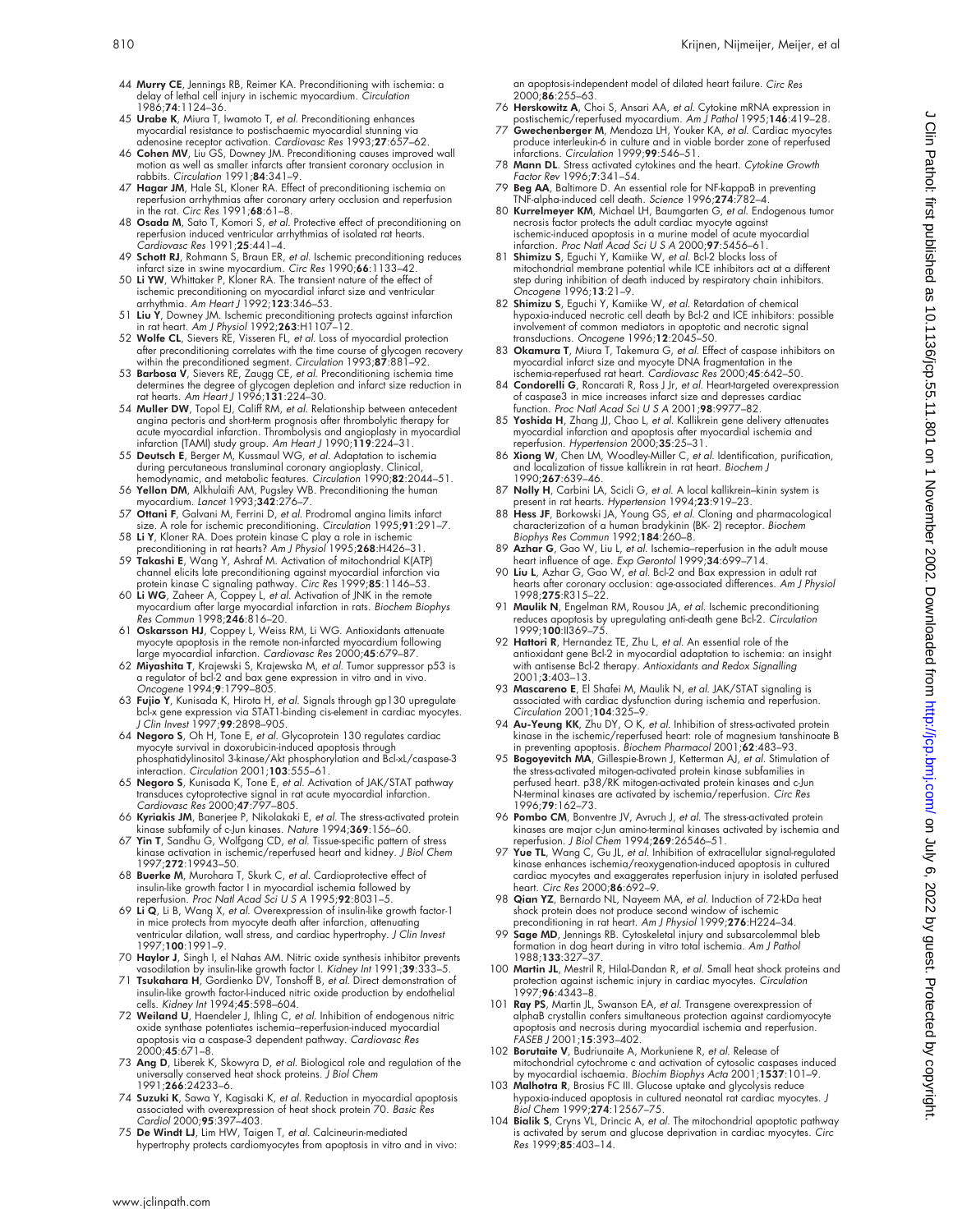44 **Murry CE**, Jennings RB, Reimer KA. Preconditioning with ischemia: a delay of lethal cell injury in ischemic myocardium. *Circulation* 1986;**74**:1124–36.

45 **Urabe K**, Miura T, Iwamoto T, *et al*. Preconditioning enhances myocardial resistance to postischaemic myocardial stunning via adenosine receptor activation. *Cardiovasc Res* 1993;**27**:657–62.

46 **Cohen MV**, Liu GS, Downey JM. Preconditioning causes improved wall motion as well as smaller infarcts after transient coronary occlusion in rabbits. *Circulation* 1991;**84**:341–9.

47 **Hagar JM**, Hale SL, Kloner RA. Effect of preconditioning ischemia on reperfusion arrhythmias after coronary artery occlusion and reperfusion in the rat. *Circ Res* 1991;**68**:61–8.

48 **Osada M**, Sato T, Komori S, *et al*. Protective effect of preconditioning on reperfusion induced ventricular arrhythmias of isolated rat hearts. *Cardiovasc Res* 1991;**25**:441–4.

49 **Schott RJ**, Rohmann S, Braun ER, *et al*. Ischemic preconditioning reduces infarct size in swine myocardium. *Circ Res* 1990;**66**:1133–42.

50 **Li YW**, Whittaker P, Kloner RA. The transient nature of the effect of ischemic preconditioning on myocardial infarct size and ventricular arrhythmia. *Am Heart J* 1992;**123**:346–53.

51 **Liu Y**, Downey JM. Ischemic preconditioning protects against infarction in rat heart. *Am J Physiol* 1992;**263**:H1107–12.

52 **Wolfe CL**, Sievers RE, Visseren FL, *et al*. Loss of myocardial protection after preconditioning correlates with the time course of glycogen recovery within the preconditioned segment. *Circulation* 1993;**87**:881–92.

53 **Barbosa V**, Sievers RE, Zaugg CE, *et al*. Preconditioning ischemia time determines the degree of glycogen depletion and infarct size reduction in rat hearts. *Am Heart J* 1996;**131**:224–30.

54 **Muller DW**, Topol EJ, Califf RM, *et al*. Relationship between antecedent angina pectoris and short-term prognosis after thrombolytic therapy for acute myocardial infarction. Thrombolysis and angioplasty in myocardial infarction (TAMI) study group. *Am Heart J* 1990;**119**:224–31.

55 **Deutsch E**, Berger M, Kussmaul WG, *et al*. Adaptation to ischemia during percutaneous transluminal coronary angioplasty. Clinical, hemodynamic, and metabolic features. *Circulation* 1990;**82**:2044–51.

56 **Yellon DM**, Alkhulaifi AM, Pugsley WB. Preconditioning the human myocardium. *Lancet* 1993;**342**:276–7.

57 **Ottani F**, Galvani M, Ferrini D, *et al*. Prodromal angina limits infarct size. A role for ischemic preconditioning. *Circulation* 1995;**91**:291–7.

58 **Li Y**, Kloner RA. Does protein kinase C play a role in ischemic preconditioning in rat hearts? *Am J Physiol* 1995;**268**:H426–31.

59 **Takashi E**, Wang Y, Ashraf M. Activation of mitochondrial K(ATP) channel elicits late preconditioning against myocardial infarction via protein kinase C signaling pathway. *Circ Res* 1999;**85**:1146–53.

60 **Li WG**, Zaheer A, Coppey L, *et al*. Activation of JNK in the remote myocardium after large myocardial infarction in rats. *Biochem Biophys Res Commun* 1998;**246**:816–20.

61 **Oskarsson HJ**, Coppey L, Weiss RM, Li WG. Antioxidants attenuate myocyte apoptosis in the remote non-infarcted myocardium following large myocardial infarction. *Cardiovasc Res* 2000;**45**:679–87.

62 **Miyashita T**, Krajewski S, Krajewska M, *et al*. Tumor suppressor p53 is a regulator of bcl-2 and bax gene expression in vitro and in vivo. *Oncogene* 1994;**9**:1799–805.

63 **Fujio Y**, Kunisada K, Hirota H, *et al*. Signals through gp130 upregulate bcl-x gene expression via STAT1-binding cis-element in cardiac myocytes. *J Clin Invest* 1997;**99**:2898–905.

64 **Negoro S**, Oh H, Tone E, *et al*. Glycoprotein 130 regulates cardiac myocyte survival in doxorubicin-induced apoptosis through phosphatidylinositol 3-kinase/Akt phosphorylation and Bcl-xL/caspase-3 interaction. *Circulation* 2001;**103**:555–61.

65 **Negoro S**, Kunisada K, Tone E, *et al*. Activation of JAK/STAT pathway transduces cytoprotective signal in rat acute myocardial infarction. *Cardiovasc Res* 2000;**47**:797–805.

66 **Kyriakis JM**, Banerjee P, Nikolakaki E, *et al*. The stress-activated protein kinase subfamily of c-Jun kinases. *Nature* 1994;**369**:156–60.

67 **Yin T**, Sandhu G, Wolfgang CD, *et al*. Tissue-specific pattern of stress kinase activation in ischemic/reperfused heart and kidney. *J Biol Chem* 1997;**272**:19943–50.

68 **Buerke M**, Murohara T, Skurk C, *et al*. Cardioprotective effect of insulin-like growth factor I in myocardial ischemia followed by reperfusion. *Proc Natl Acad Sci U S A* 1995;**92**:8031–5.

69 **Li Q**, Li B, Wang X, *et al*. Overexpression of insulin-like growth factor-1 in mice protects from myocyte death after infarction, attenuating ventricular dilation, wall stress, and cardiac hypertrophy. *J Clin Invest* 1997;**100**:1991–9.

70 **Haylor J**, Singh I, el Nahas AM. Nitric oxide synthesis inhibitor prevents vasodilation by insulin-like growth factor I. *Kidney Int* 1991;**39**:333–5.

71 **Tsukahara H**, Gordienko DV, Tonshoff B, *et al*. Direct demonstration of insulin-like growth factor-I-induced nitric oxide production by endothelial cells. *Kidney Int* 1994;**45**:598–604.

72 **Weiland U**, Haendeler J, Ihling C, *et al*. Inhibition of endogenous nitric oxide synthase potentiates ischemia–reperfusion-induced myocardial apoptosis via a caspase-3 dependent pathway. *Cardiovasc Res* 2000;**45**:671–8.

73 **Ang D**, Liberek K, Skowyra D, *et al*. Biological role and regulation of the universally conserved heat shock proteins. *J Biol Chem* 1991;**266**:24233–6.

74 **Suzuki K**, Sawa Y, Kagisaki K, *et al*. Reduction in myocardial apoptosis associated with overexpression of heat shock protein 70. *Basic Res Cardiol* 2000;**95**:397–403.

75 **De Windt LJ**, Lim HW, Taigen T, *et al*. Calcineurin-mediated hypertrophy protects cardiomyocytes from apoptosis in vitro and in vivo: an apoptosis-independent model of dilated heart failure. *Circ Res* 2000;**86**:255–63.

76 **Herskowitz A**, Choi S, Ansari AA, *et al*. Cytokine mRNA expression in postischemic/reperfused myocardium. *Am J Pathol* 1995;**146**:419–28.

77 **Gwechenberger M**, Mendoza LH, Youker KA, *et al*. Cardiac myocytes produce interleukin-6 in culture and in viable border zone of reperfused infarctions. *Circulation* 1999;**99**:546–51.

78 **Mann DL**. Stress activated cytokines and the heart. *Cytokine Growth Factor Rev* 1996;**7**:341–54.

79 **Beg AA**, Baltimore D. An essential role for NF-kappaB in preventing TNF-alpha-induced cell death. *Science* 1996;**274**:782–4.

80 **Kurrelmeyer KM**, Michael LH, Baumgarten G, *et al*. Endogenous tumor necrosis factor protects the adult cardiac myocyte against ischemic-induced apoptosis in a murine model of acute myocardial infarction. *Proc Natl Acad Sci U S A* 2000;**97**:5456–61.

81 **Shimizu S**, Eguchi Y, Kamiike W, *et al*. Bcl-2 blocks loss of mitochondrial membrane potential while ICE inhibitors act at a different step during inhibition of death induced by respiratory chain inhibitors. *Oncogene* 1996;**13**:21–9.

82 **Shimizu S**, Eguchi Y, Kamiike W, *et al*. Retardation of chemical hypoxia-induced necrotic cell death by Bcl-2 and ICE inhibitors: possible involvement of common mediators in apoptotic and necrotic signal transductions. *Oncogene* 1996;**12**:2045–50.

83 **Okamura T**, Miura T, Takemura G, *et al*. Effect of caspase inhibitors on myocardial infarct size and myocyte DNA fragmentation in the ischemia-reperfused rat heart. *Cardiovasc Res* 2000;**45**:642–50.

84 **Condorelli G**, Roncarati R, Ross J Jr, *et al*. Heart-targeted overexpression of caspase3 in mice increases infarct size and depresses cardiac function. *Proc Natl Acad Sci U S A* 2001;**98**:9977–82.

85 **Yoshida H**, Zhang JJ, Chao L, *et al*. Kallikrein gene delivery attenuates myocardial infarction and apoptosis after myocardial ischemia and reperfusion. *Hypertension* 2000;**35**:25–31.

86 **Xiong W**, Chen LM, Woodley-Miller C, *et al*. Identification, purification, and localization of tissue kallikrein in rat heart. *Biochem J* 1990;**267**:639–46.

87 **Nolly H**, Carbini LA, Scicli G, *et al*. A local kallikrein–kinin system is present in rat hearts. *Hypertension* 1994;**23**:919–23.

88 **Hess JF**, Borkowski JA, Young GS, *et al*. Cloning and pharmacological characterization of a human bradykinin (BK- 2) receptor. *Biochem Biophys Res Commun* 1992;**184**:260–8.

89 **Azhar G**, Gao W, Liu L, *et al*. Ischemia–reperfusion in the adult mouse heart influence of age. *Exp Gerontol* 1999;**34**:699–714.

90 **Liu L**, Azhar G, Gao W, *et al*. Bcl-2 and Bax expression in adult rat hearts after coronary occlusion: age-associated differences. *Am J Physiol* 1998;**275**:R315–22.

91 **Maulik N**, Engelman RM, Rousou JA, *et al*. Ischemic preconditioning reduces apoptosis by upregulating anti-death gene Bcl-2. *Circulation* 1999;**100**:II369–75.

92 **Hattori R**, Hernandez TE, Zhu L, *et al*. An essential role of the antioxidant gene Bcl-2 in myocardial adaptation to ischemia: an insight with antisense Bcl-2 therapy. *Antioxidants and Redox Signalling* 2001;**3**:403–13.

93 **Mascareno E**, El Shafei M, Maulik N, *et al*. JAK/STAT signaling is associated with cardiac dysfunction during ischemia and reperfusion. *Circulation* 2001;**104**:325–9.

94 **Au-Yeung KK**, Zhu DY, O K, *et al*. Inhibition of stress-activated protein kinase in the ischemic/reperfused heart: role of magnesium tanshinoate B in preventing apoptosis. *Biochem Pharmacol* 2001;**62**:483–93.

95 **Bogoyevitch MA**, Gillespie-Brown J, Ketterman AJ, *et al*. Stimulation of the stress-activated mitogen-activated protein kinase subfamilies in perfused heart. p38/RK mitogen-activated protein kinases and c-Jun N-terminal kinases are activated by ischemia/reperfusion. *Circ Res* 1996;**79**:162–73.

96 **Pombo CM**, Bonventre JV, Avruch J, *et al*. The stress-activated protein kinases are major c-Jun amino-terminal kinases activated by ischemia and reperfusion. *J Biol Chem* 1994;**269**:26546–51.

97 **Yue TL**, Wang C, Gu JL, *et al*. Inhibition of extracellular signal-regulated kinase enhances ischemia/reoxygenation-induced apoptosis in cultured cardiac myocytes and exaggerates reperfusion injury in isolated perfused heart. *Circ Res* 2000;**86**:692–9.

98 **Qian YZ**, Bernardo NL, Nayeem MA, *et al*. Induction of 72-kDa heat shock protein does not produce second window of ischemic preconditioning in rat heart. *Am J Physiol* 1999;**276**:H224–34.

99 **Sage MD**, Jennings RB. Cytoskeletal injury and subsarcolemmal bleb formation in dog heart during in vitro total ischemia. *Am J Pathol* 1988;**133**:327–37.

100 **Martin JL**, Mestril R, Hilal-Dandan R, *et al*. Small heat shock proteins and protection against ischemic injury in cardiac myocytes. *Circulation* 1997;**96**:4343–8.

101 **Ray PS**, Martin JL, Swanson EA, *et al*. Transgene overexpression of alphaB crystallin confers simultaneous protection against cardiomyocyte apoptosis and necrosis during myocardial ischemia and reperfusion. *FASEB J* 2001;**15**:393–402.

102 **Borutaite V**, Budriunaite A, Morkuniene R, *et al*. Release of mitochondrial cytochrome c and activation of cytosolic caspases induced by myocardial ischaemia. *Biochim Biophys Acta* 2001;**1537**:101–9.

103 **Malhotra R**, Brosius FC III. Glucose uptake and glycolysis reduce hypoxia-induced apoptosis in cultured neonatal rat cardiac myocytes. *J Biol Chem* 1999;**274**:12567–75.

104 **Bialik S**, Cryns VL, Drincic A, *et al*. The mitochondrial apoptotic pathway is activated by serum and glucose deprivation in cardiac myocytes. *Circ Res* 1999;**85**:403–14.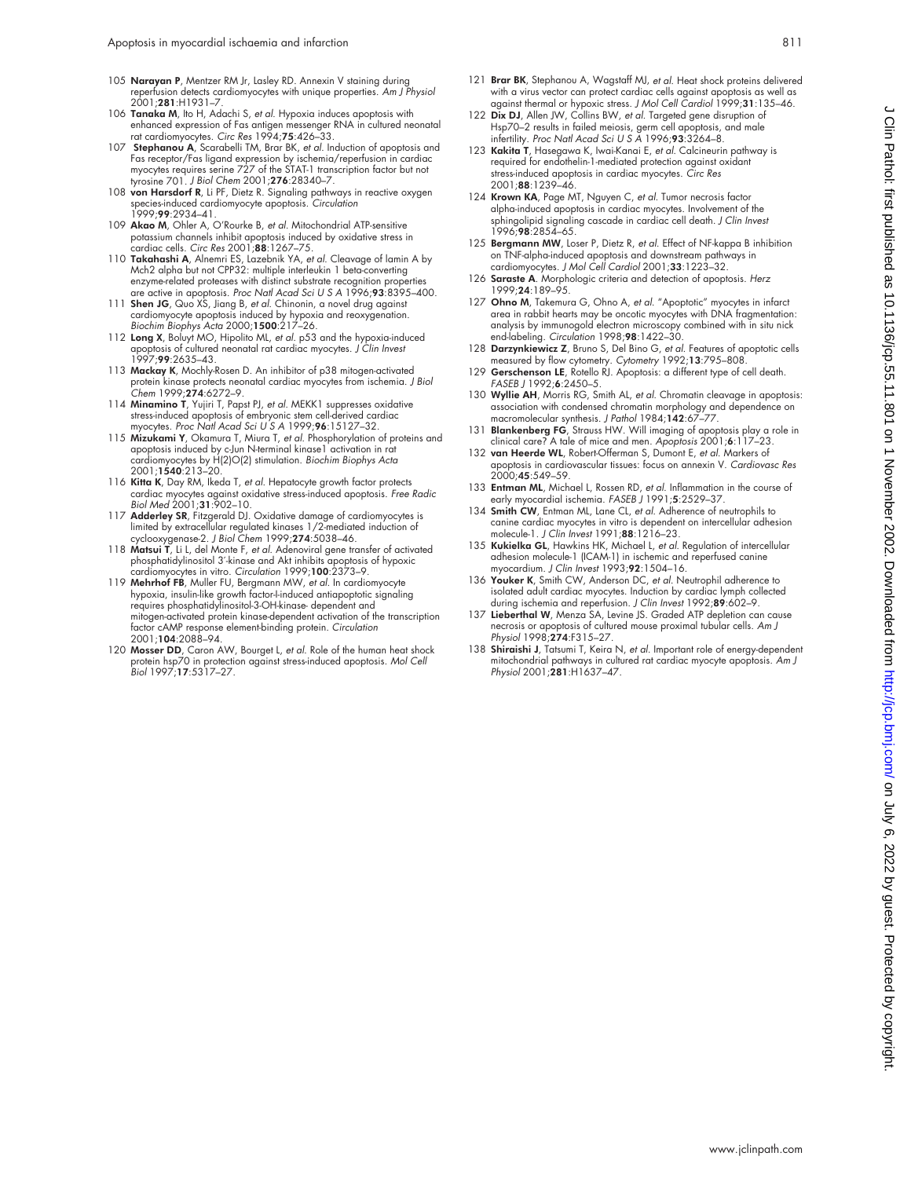105 **Narayan P**, Mentzer RM Jr, Lasley RD. Annexin V staining during reperfusion detects cardiomyocytes with unique properties. *Am J Physiol* 2001;**281**:H1931–7.

106 **Tanaka M**, Ito H, Adachi S, *et al*. Hypoxia induces apoptosis with enhanced expression of Fas antigen messenger RNA in cultured neonatal rat cardiomyocytes. *Circ Res* 1994;**75**:426–33.

107 **Stephanou A**, Scarabelli TM, Brar BK, *et al*. Induction of apoptosis and Fas receptor/Fas ligand expression by ischemia/reperfusion in cardiac myocytes requires serine 727 of the STAT-1 transcription factor but not tyrosine 701. *J Biol Chem* 2001;**276**:28340–7.

108 **von Harsdorf R**, Li PF, Dietz R. Signaling pathways in reactive oxygen species-induced cardiomyocyte apoptosis. *Circulation* 1999;**99**:2934–41.

109 **Akao M**, Ohler A, O'Rourke B, *et al*. Mitochondrial ATP-sensitive potassium channels inhibit apoptosis induced by oxidative stress in cardiac cells. *Circ Res* 2001;**88**:1267–75.

110 **Takahashi A**, Alnemri ES, Lazebnik YA, *et al*. Cleavage of lamin A by Mch2 alpha but not CPP32: multiple interleukin 1 beta-converting enzyme-related proteases with distinct substrate recognition properties are active in apoptosis. *Proc Natl Acad Sci U S A* 1996;**93**:8395–400.

111 **Shen JG**, Quo XS, Jiang B, *et al*. Chinonin, a novel drug against cardiomyocyte apoptosis induced by hypoxia and reoxygenation. *Biochim Biophys Acta* 2000;**1500**:217–26.

112 **Long X**, Boluyt MO, Hipolito ML, *et al*. p53 and the hypoxia-induced apoptosis of cultured neonatal rat cardiac myocytes. *J Clin Invest* 1997;**99**:2635–43.

113 **Mackay K**, Mochly-Rosen D. An inhibitor of p38 mitogen-activated protein kinase protects neonatal cardiac myocytes from ischemia. *J Biol Chem* 1999;**274**:6272–9.

114 **Minamino T**, Yujiri T, Papst PJ, *et al*. MEKK1 suppresses oxidative stress-induced apoptosis of embryonic stem cell-derived cardiac myocytes. *Proc Natl Acad Sci U S A* 1999;**96**:15127–32.

115 **Mizukami Y**, Okamura T, Miura T, *et al*. Phosphorylation of proteins and apoptosis induced by c-Jun N-terminal kinase1 activation in rat cardiomyocytes by H(2)O(2) stimulation. *Biochim Biophys Acta* 2001;**1540**:213–20.

116 **Kitta K**, Day RM, Ikeda T, *et al*. Hepatocyte growth factor protects cardiac myocytes against oxidative stress-induced apoptosis. *Free Radic Biol Med* 2001;**31**:902–10.

117 **Adderley SR**, Fitzgerald DJ. Oxidative damage of cardiomyocytes is limited by extracellular regulated kinases 1/2-mediated induction of cyclooxygenase-2. *J Biol Chem* 1999;**274**:5038–46.

118 **Matsui T**, Li L, del Monte F, *et al*. Adenoviral gene transfer of activated phosphatidylinositol 3′-kinase and Akt inhibits apoptosis of hypoxic cardiomyocytes in vitro. *Circulation* 1999;**100**:2373–9.

119 **Mehrhof FB**, Muller FU, Bergmann MW, *et al*. In cardiomyocyte hypoxia, insulin-like growth factor-I-induced antiapoptotic signaling requires phosphatidylinositol-3-OH-kinase- dependent and mitogen-activated protein kinase-dependent activation of the transcription factor cAMP response element-binding protein. *Circulation* 2001;**104**:2088–94.

120 **Mosser DD**, Caron AW, Bourget L, *et al*. Role of the human heat shock protein hsp70 in protection against stress-induced apoptosis. *Mol Cell Biol* 1997;**17**:5317–27.

121 **Brar BK**, Stephanou A, Wagstaff MJ, *et al*. Heat shock proteins delivered with a virus vector can protect cardiac cells against apoptosis as well as against thermal or hypoxic stress. *J Mol Cell Cardiol* 1999;**31**:135–46.

122 **Dix DJ**, Allen JW, Collins BW, *et al*. Targeted gene disruption of Hsp70–2 results in failed meiosis, germ cell apoptosis, and male infertility. *Proc Natl Acad Sci U S A* 1996;**93**:3264–8.

123 **Kakita T**, Hasegawa K, Iwai-Kanai E, *et al*. Calcineurin pathway is required for endothelin-1-mediated protection against oxidant stress-induced apoptosis in cardiac myocytes. *Circ Res* 2001;**88**:1239–46.

124 **Krown KA**, Page MT, Nguyen C, *et al*. Tumor necrosis factor alpha-induced apoptosis in cardiac myocytes. Involvement of the sphingolipid signaling cascade in cardiac cell death. *J Clin Invest* 1996;**98**:2854–65.

125 **Bergmann MW**, Loser P, Dietz R, *et al*. Effect of NF-kappa B inhibition on TNF-alpha-induced apoptosis and downstream pathways in cardiomyocytes. *J Mol Cell Cardiol* 2001;**33**:1223–32.

126 **Saraste A**. Morphologic criteria and detection of apoptosis. *Herz* 1999;**24**:189–95.

127 **Ohno M**, Takemura G, Ohno A, *et al*. "Apoptotic" myocytes in infarct area in rabbit hearts may be oncotic myocytes with DNA fragmentation: analysis by immunogold electron microscopy combined with in situ nick end-labeling. *Circulation* 1998;**98**:1422–30.

128 **Darzynkiewicz Z**, Bruno S, Del Bino G, *et al*. Features of apoptotic cells measured by flow cytometry. *Cytometry* 1992;**13**:795–808.

129 **Gerschenson LE**, Rotello RJ. Apoptosis: a different type of cell death. *FASEB J* 1992;**6**:2450–5.

130 **Wyllie AH**, Morris RG, Smith AL, *et al*. Chromatin cleavage in apoptosis: association with condensed chromatin morphology and dependence on macromolecular synthesis. *J Pathol* 1984;**142**:67–77.

131 **Blankenberg FG**, Strauss HW. Will imaging of apoptosis play a role in clinical care? A tale of mice and men. *Apoptosis* 2001;**6**:117–23.

132 **van Heerde WL**, Robert-Offerman S, Dumont E, *et al*. Markers of apoptosis in cardiovascular tissues: focus on annexin V. *Cardiovasc Res* 2000;**45**:549–59.

133 **Entman ML**, Michael L, Rossen RD, *et al*. Inflammation in the course of early myocardial ischemia. *FASEB J* 1991;**5**:2529–37.

134 **Smith CW**, Entman ML, Lane CL, *et al*. Adherence of neutrophils to canine cardiac myocytes in vitro is dependent on intercellular adhesion molecule-1. *J Clin Invest* 1991;**88**:1216–23.

135 **Kukielka GL**, Hawkins HK, Michael L, *et al*. Regulation of intercellular adhesion molecule-1 (ICAM-1) in ischemic and reperfused canine myocardium. *J Clin Invest* 1993;**92**:1504–16.

136 **Youker K**, Smith CW, Anderson DC, *et al*. Neutrophil adherence to isolated adult cardiac myocytes. Induction by cardiac lymph collected during ischemia and reperfusion. *J Clin Invest* 1992;**89**:602–9.

137 **Lieberthal W**, Menza SA, Levine JS. Graded ATP depletion can cause necrosis or apoptosis of cultured mouse proximal tubular cells. *Am J Physiol* 1998;**274**:F315–27.

138 **Shiraishi J**, Tatsumi T, Keira N, *et al*. Important role of energy-dependent mitochondrial pathways in cultured rat cardiac myocyte apoptosis. *Am J Physiol* 2001;**281**:H1637–47.